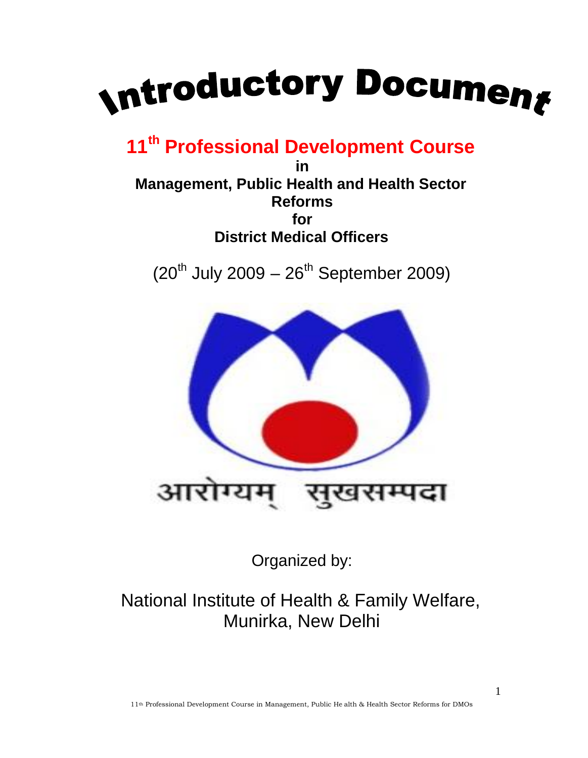# Introductory Document

## 11th Professional Development Course

**in**

**Management, Public Health and Health Sector Reforms**

**for**

**District Medical Officers**

(20th July 2009 – 26th September 2009)

आरोग्यम् सुखसम्पदा

Organized by:

National Institute of Health & Family Welfare, Munirka, New Delhi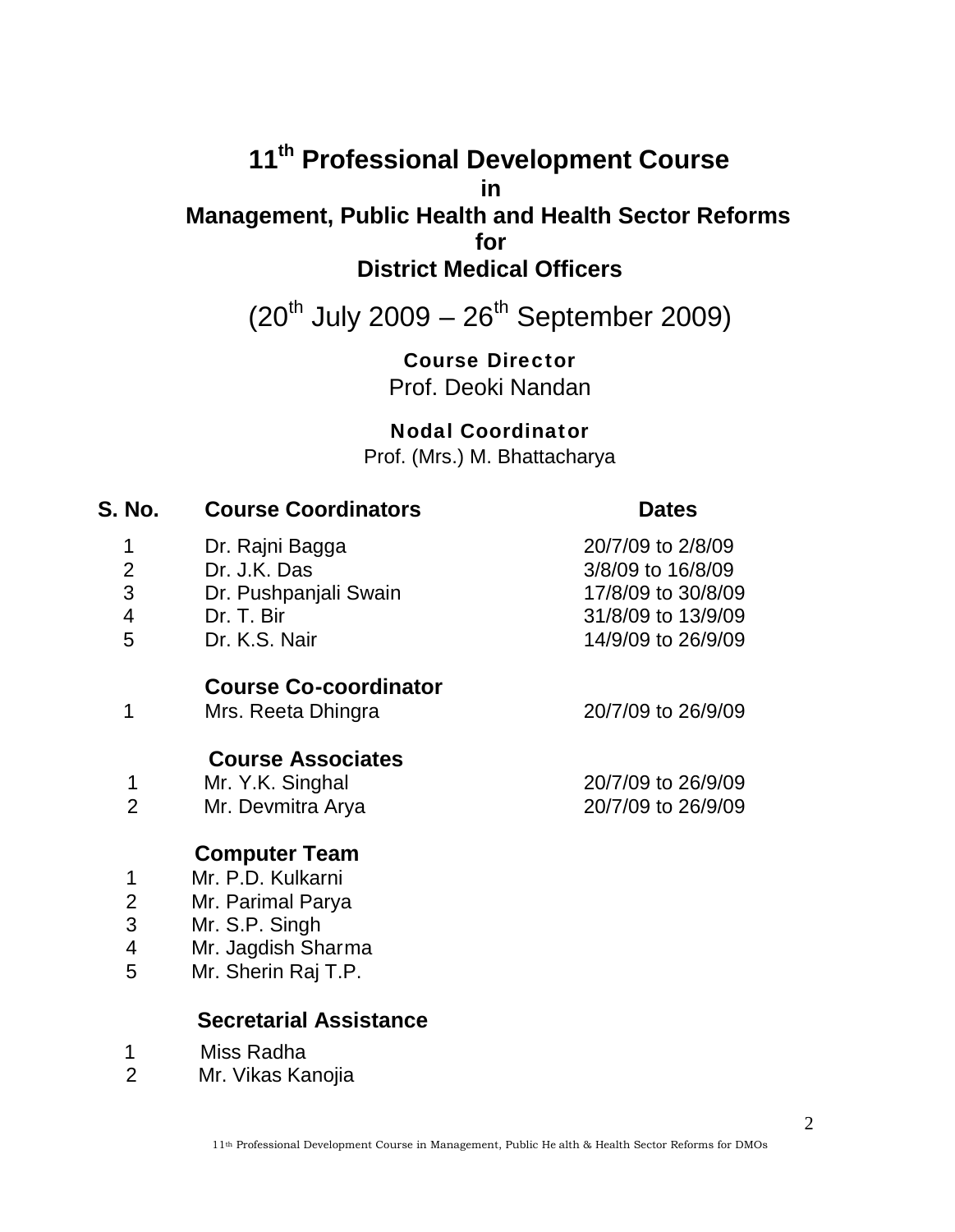# 11th Professional Development Course
## in
## Management, Public Health and Health Sector Reforms
## for
## District Medical Officers

(20th July 2009 – 26th September 2009)

**Course Director**
Prof. Deoki Nandan

**Nodal Coordinator**
Prof. (Mrs.) M. Bhattacharya

| S. No. | Course Coordinators | Dates |
|---|---|---|
| 1 | Dr. Rajni Bagga | 20/7/09 to 2/8/09 |
| 2 | Dr. J.K. Das | 3/8/09 to 16/8/09 |
| 3 | Dr. Pushpanjali Swain | 17/8/09 to 30/8/09 |
| 4 | Dr. T. Bir | 31/8/09 to 13/9/09 |
| 5 | Dr. K.S. Nair | 14/9/09 to 26/9/09 |
| | **Course Co-coordinator** | |
| 1 | Mrs. Reeta Dhingra | 20/7/09 to 26/9/09 |
| | **Course Associates** | |
| 1 | Mr. Y.K. Singhal | 20/7/09 to 26/9/09 |
| 2 | Mr. Devmitra Arya | 20/7/09 to 26/9/09 |

**Computer Team**

1. Mr. P.D. Kulkarni
2. Mr. Parimal Parya
3. Mr. S.P. Singh
4. Mr. Jagdish Sharma
5. Mr. Sherin Raj T.P.

**Secretarial Assistance**

1. Miss Radha
2. Mr. Vikas Kanojia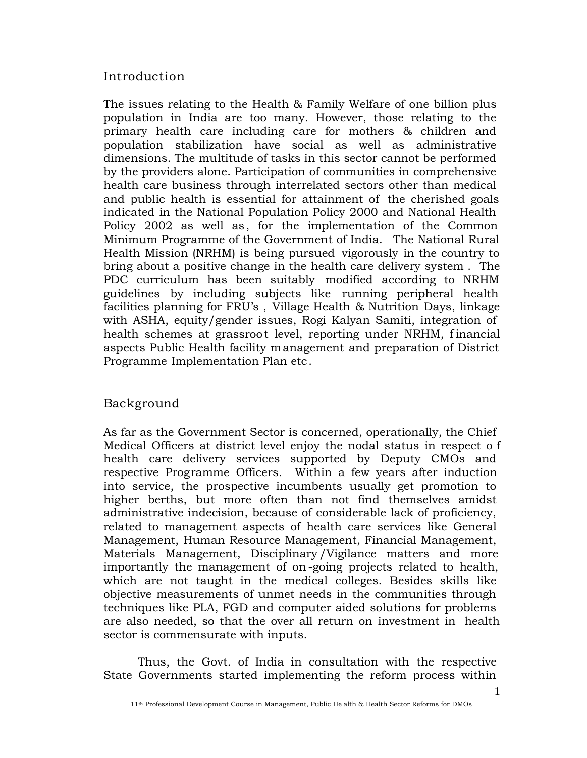## Introduction

The issues relating to the Health & Family Welfare of one billion plus population in India are too many. However, those relating to the primary health care including care for mothers & children and population stabilization have social as well as administrative dimensions. The multitude of tasks in this sector cannot be performed by the providers alone. Participation of communities in comprehensive health care business through interrelated sectors other than medical and public health is essential for attainment of the cherished goals indicated in the National Population Policy 2000 and National Health Policy 2002 as well as, for the implementation of the Common Minimum Programme of the Government of India. The National Rural Health Mission (NRHM) is being pursued vigorously in the country to bring about a positive change in the health care delivery system. The PDC curriculum has been suitably modified according to NRHM guidelines by including subjects like running peripheral health facilities planning for FRU's, Village Health & Nutrition Days, linkage with ASHA, equity/gender issues, Rogi Kalyan Samiti, integration of health schemes at grassroot level, reporting under NRHM, financial aspects Public Health facility management and preparation of District Programme Implementation Plan etc.

## Background

As far as the Government Sector is concerned, operationally, the Chief Medical Officers at district level enjoy the nodal status in respect of health care delivery services supported by Deputy CMOs and respective Programme Officers. Within a few years after induction into service, the prospective incumbents usually get promotion to higher berths, but more often than not find themselves amidst administrative indecision, because of considerable lack of proficiency, related to management aspects of health care services like General Management, Human Resource Management, Financial Management, Materials Management, Disciplinary/Vigilance matters and more importantly the management of on-going projects related to health, which are not taught in the medical colleges. Besides skills like objective measurements of unmet needs in the communities through techniques like PLA, FGD and computer aided solutions for problems are also needed, so that the over all return on investment in health sector is commensurate with inputs.

Thus, the Govt. of India in consultation with the respective State Governments started implementing the reform process within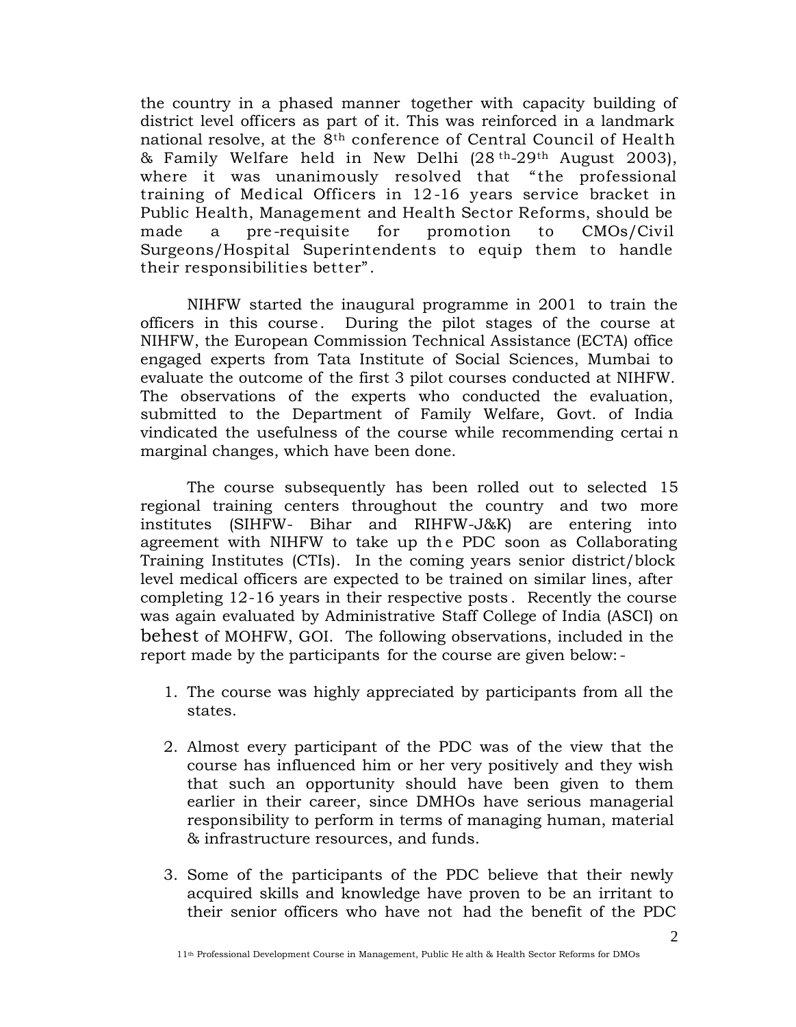the country in a phased manner together with capacity building of district level officers as part of it. This was reinforced in a landmark national resolve, at the 8th conference of Central Council of Health & Family Welfare held in New Delhi (28th-29th August 2003), where it was unanimously resolved that "the professional training of Medical Officers in 12-16 years service bracket in Public Health, Management and Health Sector Reforms, should be made a pre-requisite for promotion to CMOs/Civil Surgeons/Hospital Superintendents to equip them to handle their responsibilities better".

NIHFW started the inaugural programme in 2001 to train the officers in this course. During the pilot stages of the course at NIHFW, the European Commission Technical Assistance (ECTA) office engaged experts from Tata Institute of Social Sciences, Mumbai to evaluate the outcome of the first 3 pilot courses conducted at NIHFW. The observations of the experts who conducted the evaluation, submitted to the Department of Family Welfare, Govt. of India vindicated the usefulness of the course while recommending certain marginal changes, which have been done.

The course subsequently has been rolled out to selected 15 regional training centers throughout the country and two more institutes (SIHFW- Bihar and RIHFW-J&K) are entering into agreement with NIHFW to take up the PDC soon as Collaborating Training Institutes (CTIs). In the coming years senior district/block level medical officers are expected to be trained on similar lines, after completing 12-16 years in their respective posts. Recently the course was again evaluated by Administrative Staff College of India (ASCI) on behest of MOHFW, GOI. The following observations, included in the report made by the participants for the course are given below:-

1. The course was highly appreciated by participants from all the states.
2. Almost every participant of the PDC was of the view that the course has influenced him or her very positively and they wish that such an opportunity should have been given to them earlier in their career, since DMHOs have serious managerial responsibility to perform in terms of managing human, material & infrastructure resources, and funds.
3. Some of the participants of the PDC believe that their newly acquired skills and knowledge have proven to be an irritant to their senior officers who have not had the benefit of the PDC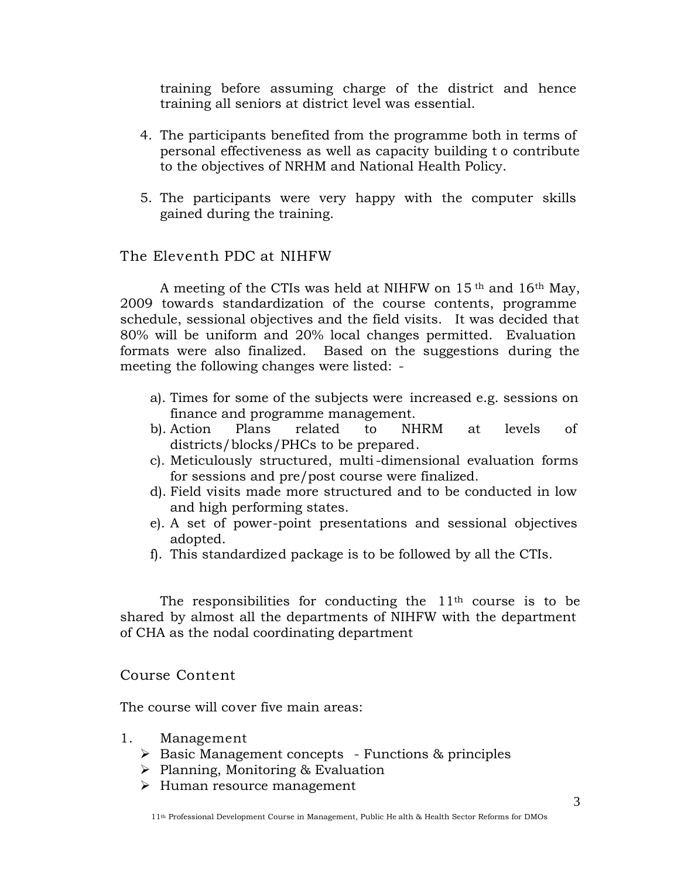training before assuming charge of the district and hence training all seniors at district level was essential.

4. The participants benefited from the programme both in terms of personal effectiveness as well as capacity building to contribute to the objectives of NRHM and National Health Policy.

5. The participants were very happy with the computer skills gained during the training.

## The Eleventh PDC at NIHFW

A meeting of the CTIs was held at NIHFW on 15th and 16th May, 2009 towards standardization of the course contents, programme schedule, sessional objectives and the field visits. It was decided that 80% will be uniform and 20% local changes permitted. Evaluation formats were also finalized. Based on the suggestions during the meeting the following changes were listed: -

a). Times for some of the subjects were increased e.g. sessions on finance and programme management.
b). Action Plans related to NHRM at levels of districts/blocks/PHCs to be prepared.
c). Meticulously structured, multi-dimensional evaluation forms for sessions and pre/post course were finalized.
d). Field visits made more structured and to be conducted in low and high performing states.
e). A set of power-point presentations and sessional objectives adopted.
f). This standardized package is to be followed by all the CTIs.

The responsibilities for conducting the 11th course is to be shared by almost all the departments of NIHFW with the department of CHA as the nodal coordinating department

## Course Content

The course will cover five main areas:

1. Management
   - Basic Management concepts - Functions & principles
   - Planning, Monitoring & Evaluation
   - Human resource management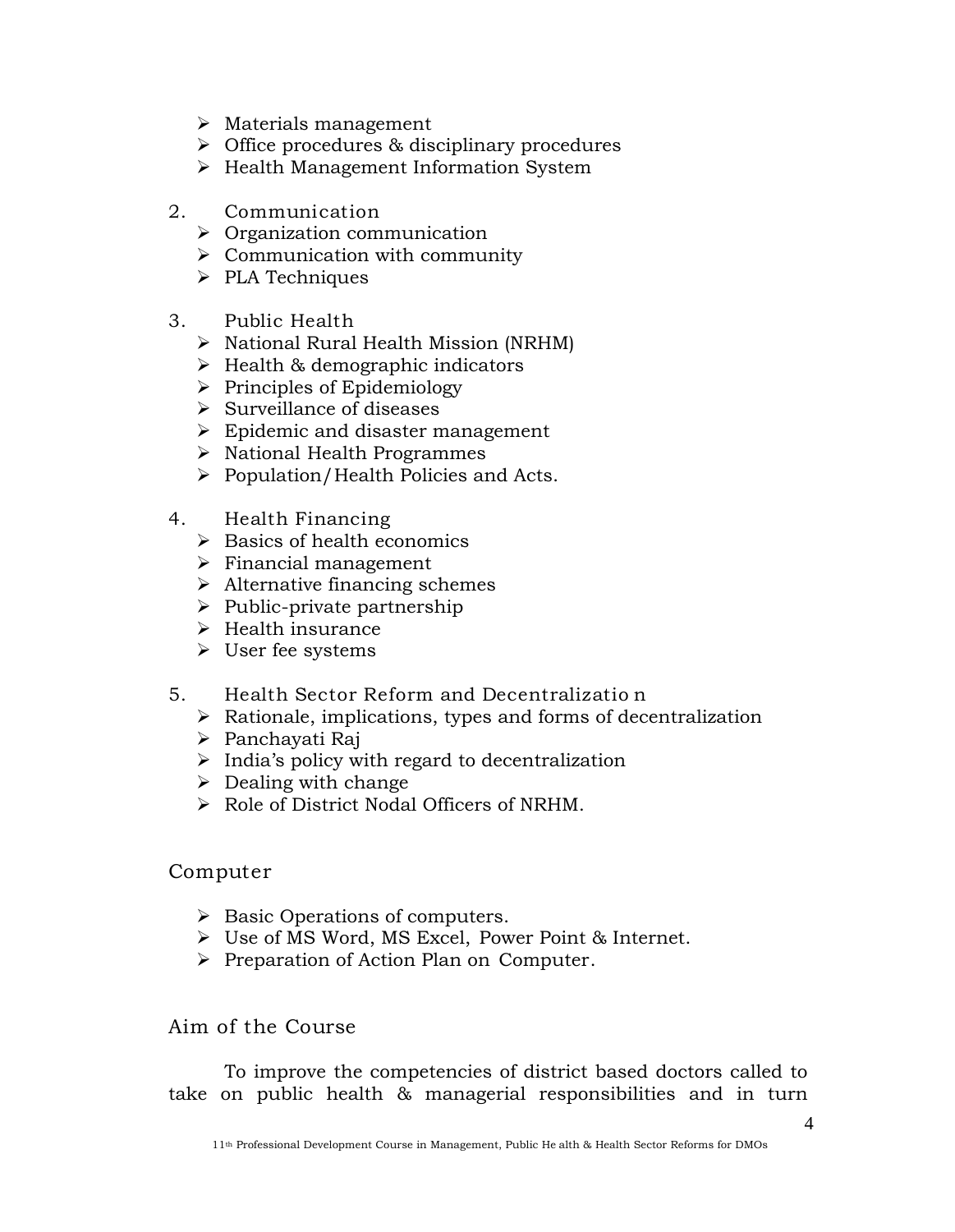- Materials management
- Office procedures & disciplinary procedures
- Health Management Information System

2. Communication
   - Organization communication
   - Communication with community
   - PLA Techniques

3. Public Health
   - National Rural Health Mission (NRHM)
   - Health & demographic indicators
   - Principles of Epidemiology
   - Surveillance of diseases
   - Epidemic and disaster management
   - National Health Programmes
   - Population/Health Policies and Acts.

4. Health Financing
   - Basics of health economics
   - Financial management
   - Alternative financing schemes
   - Public-private partnership
   - Health insurance
   - User fee systems

5. Health Sector Reform and Decentralization
   - Rationale, implications, types and forms of decentralization
   - Panchayati Raj
   - India's policy with regard to decentralization
   - Dealing with change
   - Role of District Nodal Officers of NRHM.

## Computer

- Basic Operations of computers.
- Use of MS Word, MS Excel, Power Point & Internet.
- Preparation of Action Plan on Computer.

## Aim of the Course

To improve the competencies of district based doctors called to take on public health & managerial responsibilities and in turn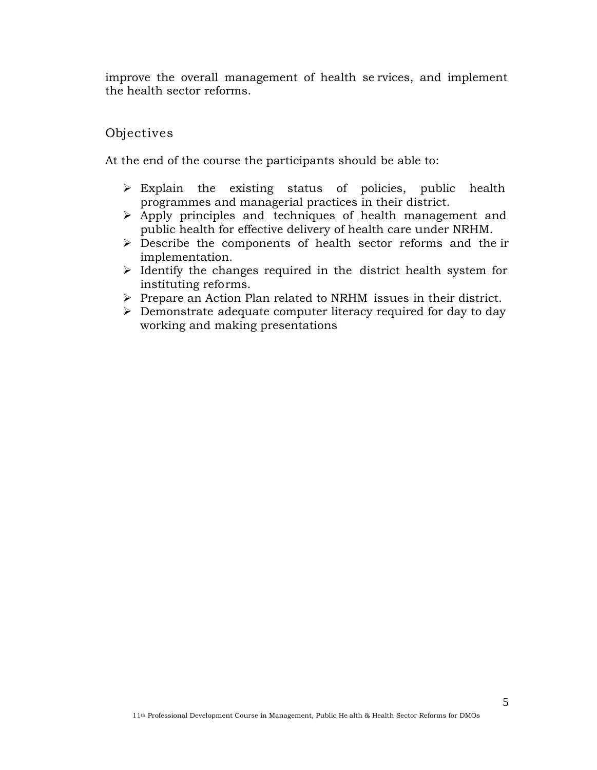improve the overall management of health services, and implement the health sector reforms.

## Objectives

At the end of the course the participants should be able to:

- Explain the existing status of policies, public health programmes and managerial practices in their district.
- Apply principles and techniques of health management and public health for effective delivery of health care under NRHM.
- Describe the components of health sector reforms and their implementation.
- Identify the changes required in the district health system for instituting reforms.
- Prepare an Action Plan related to NRHM issues in their district.
- Demonstrate adequate computer literacy required for day to day working and making presentations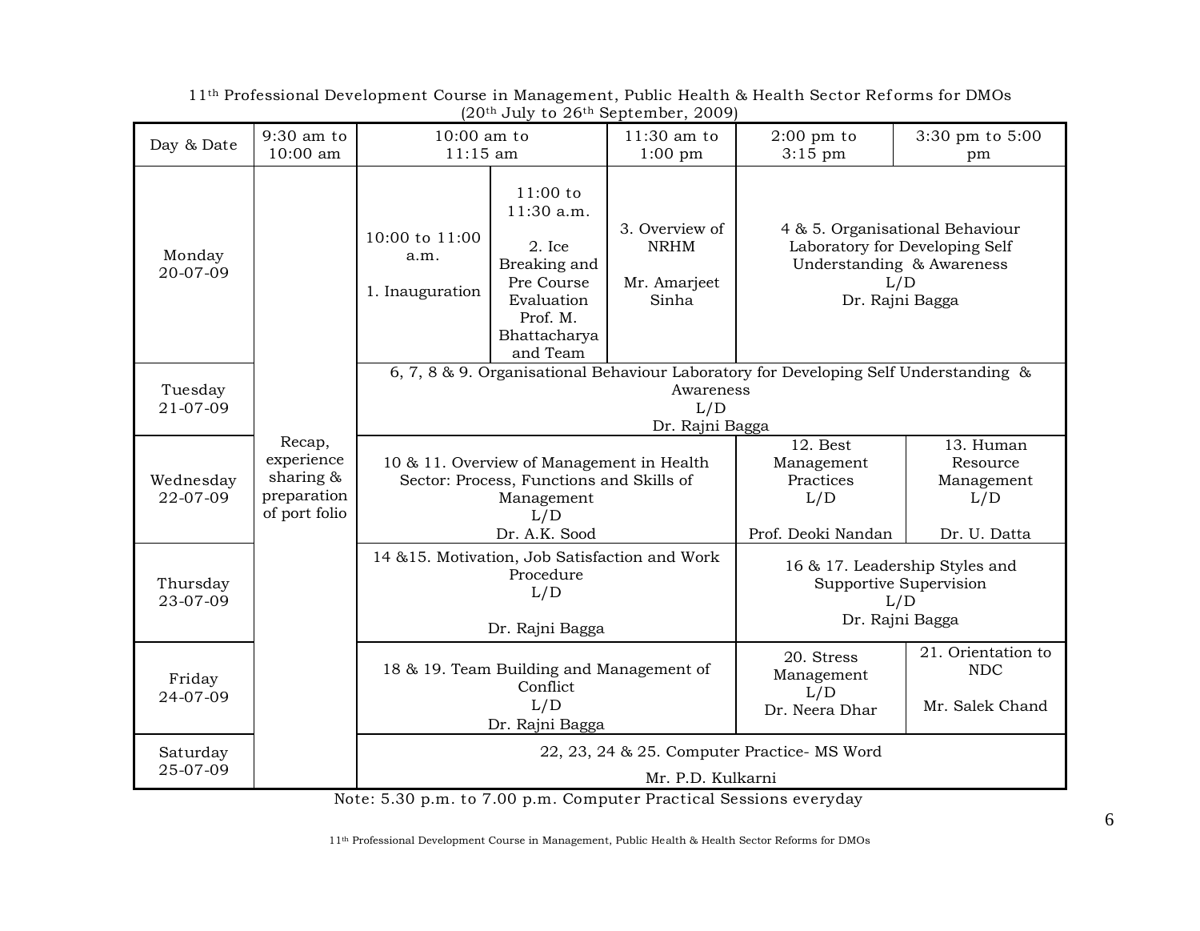11th Professional Development Course in Management, Public Health & Health Sector Reforms for DMOs
(20th July to 26th September, 2009)

| Day & Date | 9:30 am to 10:00 am | 10:00 am to 11:15 am | | 11:30 am to 1:00 pm | 2:00 pm to 3:15 pm | 3:30 pm to 5:00 pm |
|---|---|---|---|---|---|---|
| Monday 20-07-09 | Recap, experience sharing & preparation of port folio | 10:00 to 11:00 a.m. 1. Inauguration | 11:00 to 11:30 a.m. 2. Ice Breaking and Pre Course Evaluation Prof. M. Bhattacharya and Team | 3. Overview of NRHM Mr. Amarjeet Sinha | 4 & 5. Organisational Behaviour Laboratory for Developing Self Understanding & Awareness L/D Dr. Rajni Bagga | |
| Tuesday 21-07-09 | | 6, 7, 8 & 9. Organisational Behaviour Laboratory for Developing Self Understanding & Awareness L/D Dr. Rajni Bagga | | | | |
| Wednesday 22-07-09 | | 10 & 11. Overview of Management in Health Sector: Process, Functions and Skills of Management L/D Dr. A.K. Sood | | | 12. Best Management Practices L/D Prof. Deoki Nandan | 13. Human Resource Management L/D Dr. U. Datta |
| Thursday 23-07-09 | | 14 &15. Motivation, Job Satisfaction and Work Procedure L/D Dr. Rajni Bagga | | | 16 & 17. Leadership Styles and Supportive Supervision L/D Dr. Rajni Bagga | |
| Friday 24-07-09 | | 18 & 19. Team Building and Management of Conflict L/D Dr. Rajni Bagga | | | 20. Stress Management L/D Dr. Neera Dhar | 21. Orientation to NDC Mr. Salek Chand |
| Saturday 25-07-09 | | 22, 23, 24 & 25. Computer Practice- MS Word Mr. P.D. Kulkarni | | | | |

Note: 5.30 p.m. to 7.00 p.m. Computer Practical Sessions everyday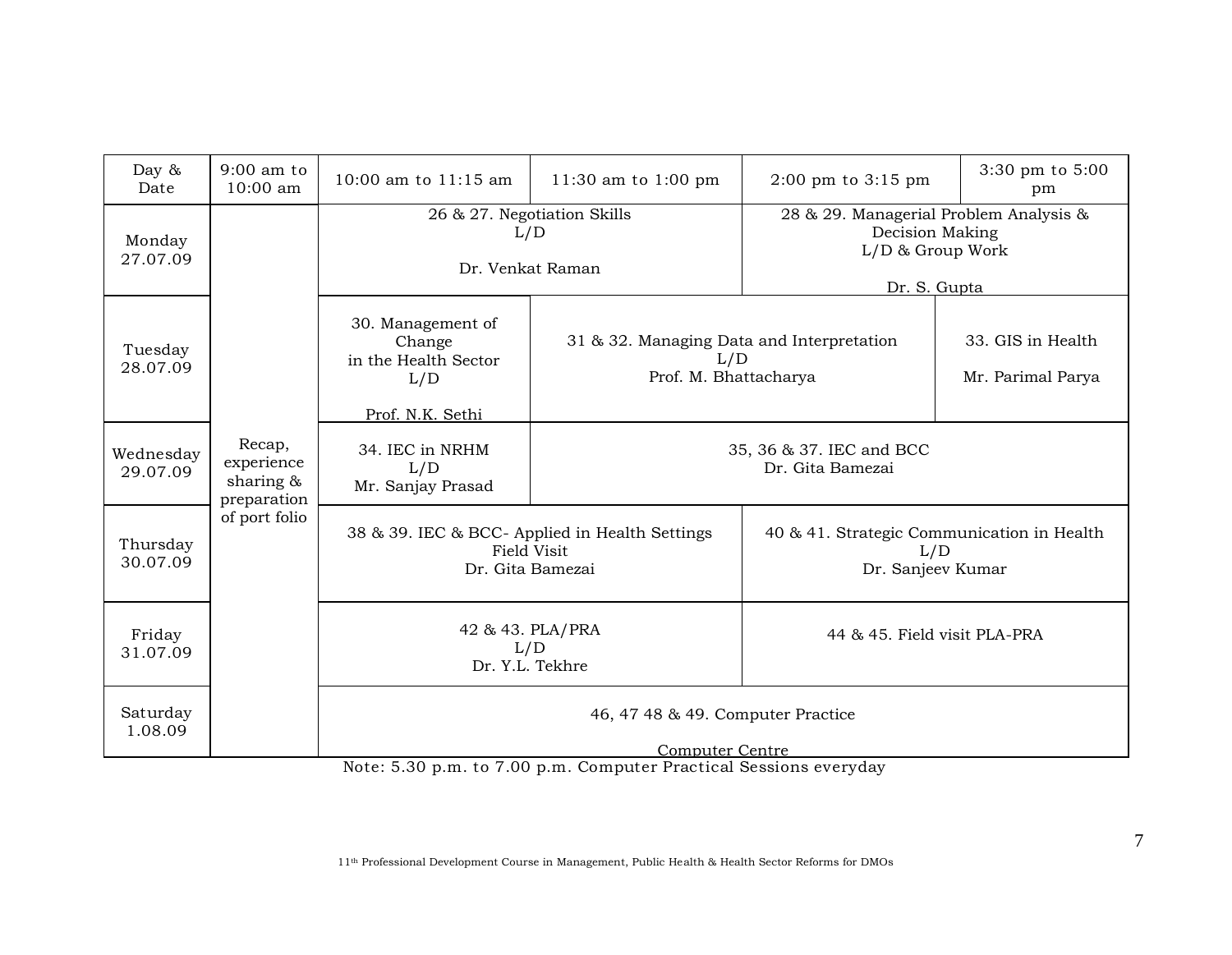| Day & Date | 9:00 am to 10:00 am | 10:00 am to 11:15 am | 11:30 am to 1:00 pm | 2:00 pm to 3:15 pm | 3:30 pm to 5:00 pm |
|---|---|---|---|---|---|
| Monday 27.07.09 | Recap, experience sharing & preparation of port folio | 26 & 27. Negotiation Skills L/D Dr. Venkat Raman | | 28 & 29. Managerial Problem Analysis & Decision Making L/D & Group Work Dr. S. Gupta | |
| Tuesday 28.07.09 | | 30. Management of Change in the Health Sector L/D Prof. N.K. Sethi | 31 & 32. Managing Data and Interpretation L/D Prof. M. Bhattacharya | | 33. GIS in Health Mr. Parimal Parya |
| Wednesday 29.07.09 | | 34. IEC in NRHM L/D Mr. Sanjay Prasad | 35, 36 & 37. IEC and BCC Dr. Gita Bamezai | | |
| Thursday 30.07.09 | | 38 & 39. IEC & BCC- Applied in Health Settings Field Visit Dr. Gita Bamezai | | 40 & 41. Strategic Communication in Health L/D Dr. Sanjeev Kumar | |
| Friday 31.07.09 | | 42 & 43. PLA/PRA L/D Dr. Y.L. Tekhre | | 44 & 45. Field visit PLA-PRA | |
| Saturday 1.08.09 | | 46, 47 48 & 49. Computer Practice Computer Centre | | | |

Note: 5.30 p.m. to 7.00 p.m. Computer Practical Sessions everyday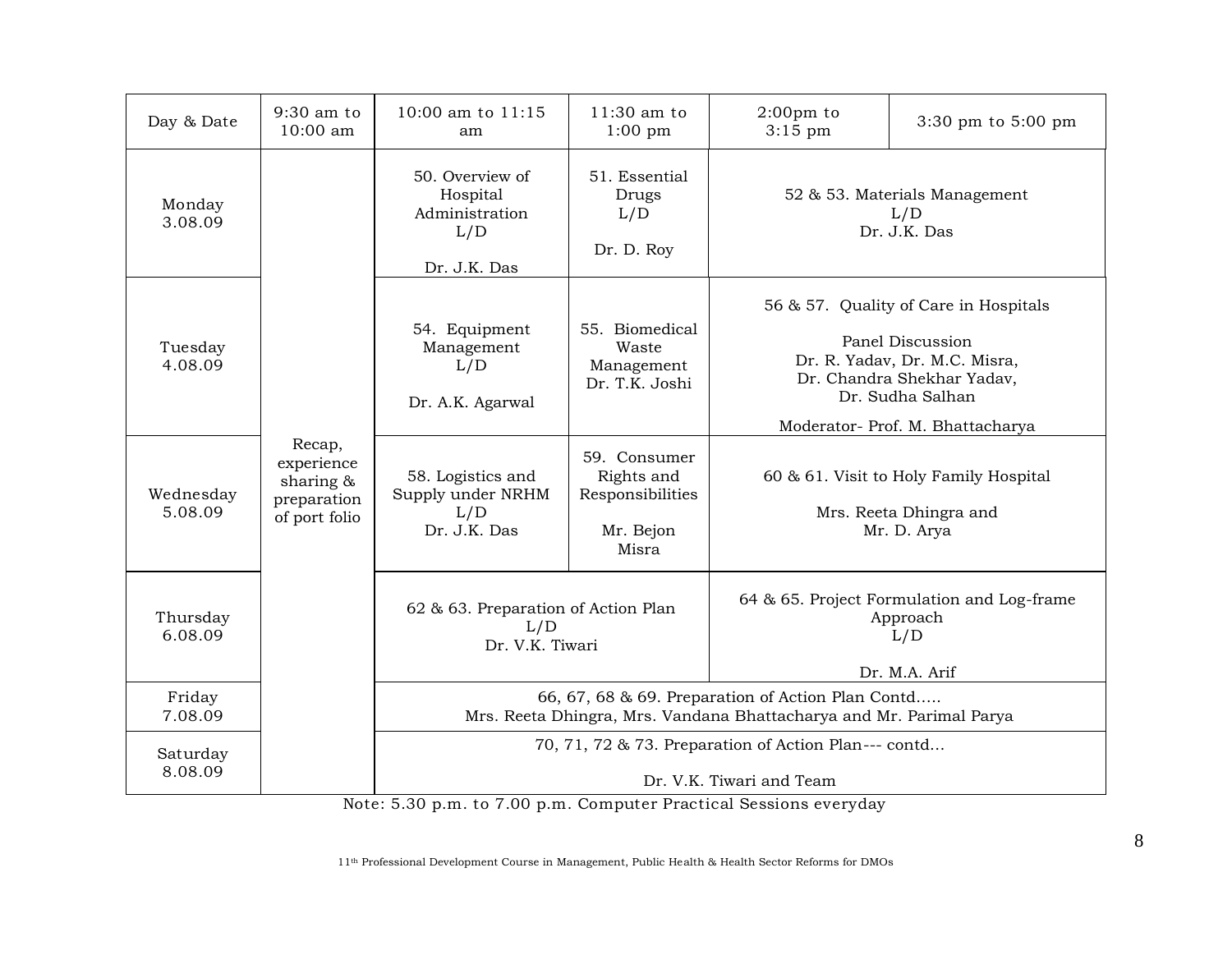| Day & Date | 9:30 am to 10:00 am | 10:00 am to 11:15 am | 11:30 am to 1:00 pm | 2:00pm to 3:15 pm | 3:30 pm to 5:00 pm |
|---|---|---|---|---|---|
| Monday 3.08.09 | Recap, experience sharing & preparation of port folio | 50. Overview of Hospital Administration L/D Dr. J.K. Das | 51. Essential Drugs L/D Dr. D. Roy | 52 & 53. Materials Management L/D Dr. J.K. Das | |
| Tuesday 4.08.09 | | 54. Equipment Management L/D Dr. A.K. Agarwal | 55. Biomedical Waste Management Dr. T.K. Joshi | 56 & 57. Quality of Care in Hospitals Panel Discussion Dr. R. Yadav, Dr. M.C. Misra, Dr. Chandra Shekhar Yadav, Dr. Sudha Salhan Moderator- Prof. M. Bhattacharya | |
| Wednesday 5.08.09 | | 58. Logistics and Supply under NRHM L/D Dr. J.K. Das | 59. Consumer Rights and Responsibilities Mr. Bejon Misra | 60 & 61. Visit to Holy Family Hospital Mrs. Reeta Dhingra and Mr. D. Arya | |
| Thursday 6.08.09 | | 62 & 63. Preparation of Action Plan L/D Dr. V.K. Tiwari | | 64 & 65. Project Formulation and Log-frame Approach L/D Dr. M.A. Arif | |
| Friday 7.08.09 | | 66, 67, 68 & 69. Preparation of Action Plan Contd….. Mrs. Reeta Dhingra, Mrs. Vandana Bhattacharya and Mr. Parimal Parya | | | |
| Saturday 8.08.09 | | 70, 71, 72 & 73. Preparation of Action Plan--- contd… Dr. V.K. Tiwari and Team | | | |

Note: 5.30 p.m. to 7.00 p.m. Computer Practical Sessions everyday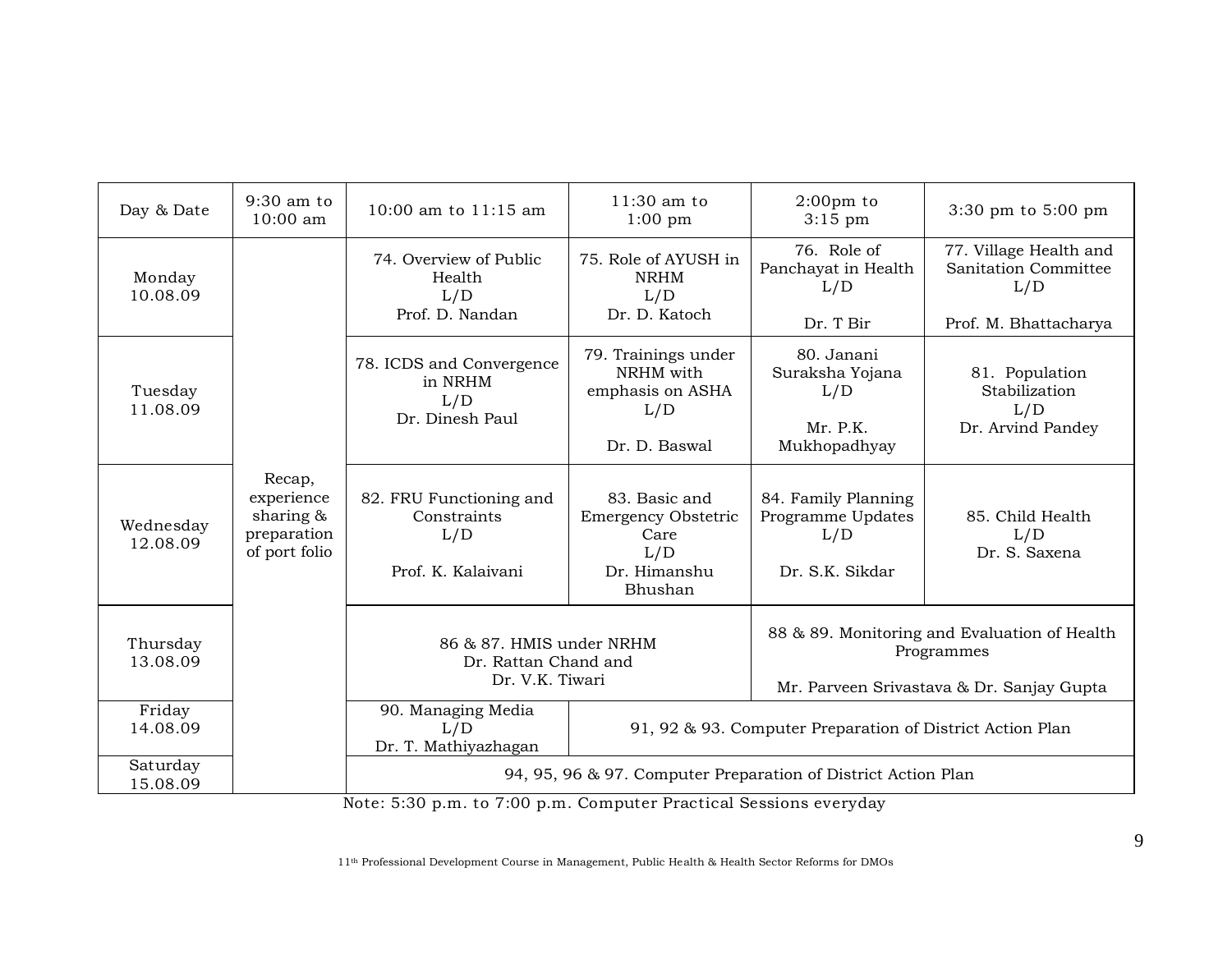| Day & Date | 9:30 am to 10:00 am | 10:00 am to 11:15 am | 11:30 am to 1:00 pm | 2:00pm to 3:15 pm | 3:30 pm to 5:00 pm |
|---|---|---|---|---|---|
| Monday 10.08.09 | Recap, experience sharing & preparation of port folio | 74. Overview of Public Health L/D Prof. D. Nandan | 75. Role of AYUSH in NRHM L/D Dr. D. Katoch | 76. Role of Panchayat in Health L/D Dr. T Bir | 77. Village Health and Sanitation Committee L/D Prof. M. Bhattacharya |
| Tuesday 11.08.09 | | 78. ICDS and Convergence in NRHM L/D Dr. Dinesh Paul | 79. Trainings under NRHM with emphasis on ASHA L/D Dr. D. Baswal | 80. Janani Suraksha Yojana L/D Mr. P.K. Mukhopadhyay | 81. Population Stabilization L/D Dr. Arvind Pandey |
| Wednesday 12.08.09 | | 82. FRU Functioning and Constraints L/D Prof. K. Kalaivani | 83. Basic and Emergency Obstetric Care L/D Dr. Himanshu Bhushan | 84. Family Planning Programme Updates L/D Dr. S.K. Sikdar | 85. Child Health L/D Dr. S. Saxena |
| Thursday 13.08.09 | | 86 & 87. HMIS under NRHM Dr. Rattan Chand and Dr. V.K. Tiwari | | 88 & 89. Monitoring and Evaluation of Health Programmes Mr. Parveen Srivastava & Dr. Sanjay Gupta | |
| Friday 14.08.09 | | 90. Managing Media L/D Dr. T. Mathiyazhagan | 91, 92 & 93. Computer Preparation of District Action Plan | | |
| Saturday 15.08.09 | | 94, 95, 96 & 97. Computer Preparation of District Action Plan | | | |

Note: 5:30 p.m. to 7:00 p.m. Computer Practical Sessions everyday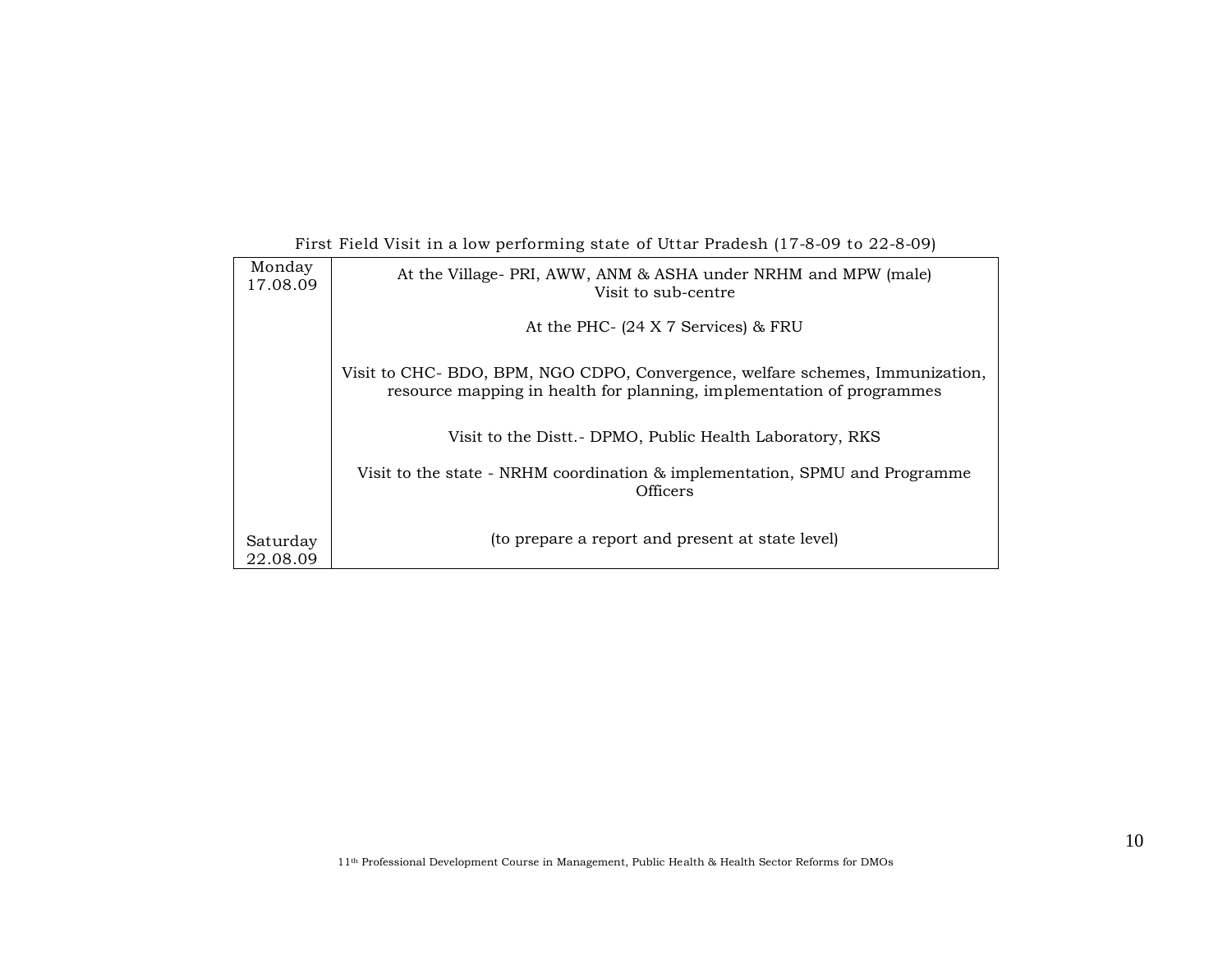First Field Visit in a low performing state of Uttar Pradesh (17-8-09 to 22-8-09)

| Day | Activity |
|---|---|
| Monday 17.08.09 | At the Village- PRI, AWW, ANM & ASHA under NRHM and MPW (male) Visit to sub-centre |
| | At the PHC- (24 X 7 Services) & FRU |
| | Visit to CHC- BDO, BPM, NGO CDPO, Convergence, welfare schemes, Immunization, resource mapping in health for planning, implementation of programmes |
| | Visit to the Distt.- DPMO, Public Health Laboratory, RKS |
| | Visit to the state - NRHM coordination & implementation, SPMU and Programme Officers |
| Saturday 22.08.09 | (to prepare a report and present at state level) |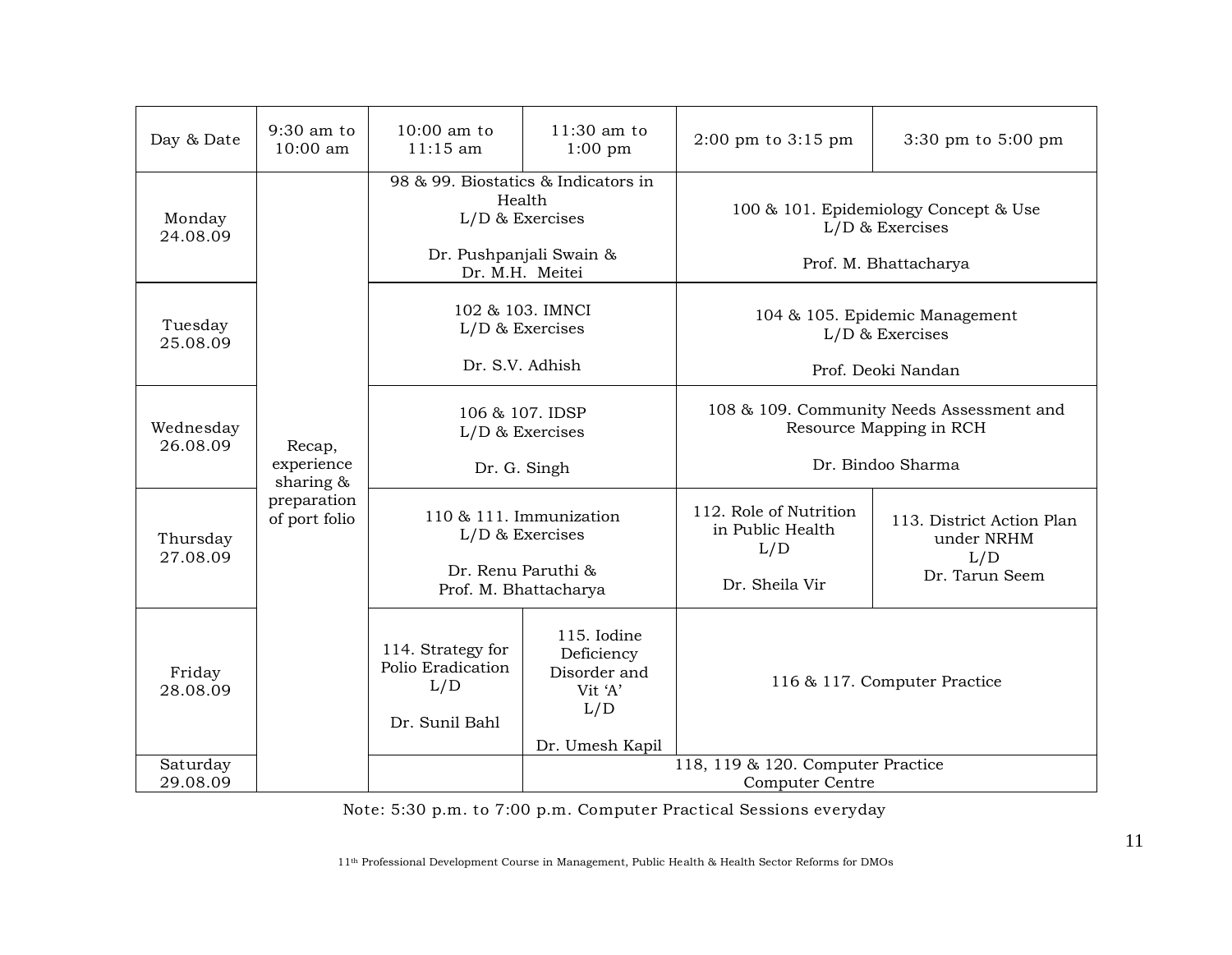| Day & Date | 9:30 am to 10:00 am | 10:00 am to 11:15 am | 11:30 am to 1:00 pm | 2:00 pm to 3:15 pm | 3:30 pm to 5:00 pm |
|---|---|---|---|---|---|
| Monday 24.08.09 | Recap, experience sharing & preparation of port folio | 98 & 99. Biostatics & Indicators in Health L/D & Exercises Dr. Pushpanjali Swain & Dr. M.H. Meitei | | 100 & 101. Epidemiology Concept & Use L/D & Exercises Prof. M. Bhattacharya | |
| Tuesday 25.08.09 | | 102 & 103. IMNCI L/D & Exercises Dr. S.V. Adhish | | 104 & 105. Epidemic Management L/D & Exercises Prof. Deoki Nandan | |
| Wednesday 26.08.09 | | 106 & 107. IDSP L/D & Exercises Dr. G. Singh | | 108 & 109. Community Needs Assessment and Resource Mapping in RCH Dr. Bindoo Sharma | |
| Thursday 27.08.09 | | 110 & 111. Immunization L/D & Exercises Dr. Renu Paruthi & Prof. M. Bhattacharya | | 112. Role of Nutrition in Public Health L/D Dr. Sheila Vir | 113. District Action Plan under NRHM L/D Dr. Tarun Seem |
| Friday 28.08.09 | | 114. Strategy for Polio Eradication L/D Dr. Sunil Bahl | 115. Iodine Deficiency Disorder and Vit 'A' L/D Dr. Umesh Kapil | 116 & 117. Computer Practice | |
| Saturday 29.08.09 | | | 118, 119 & 120. Computer Practice Computer Centre | | |

Note: 5:30 p.m. to 7:00 p.m. Computer Practical Sessions everyday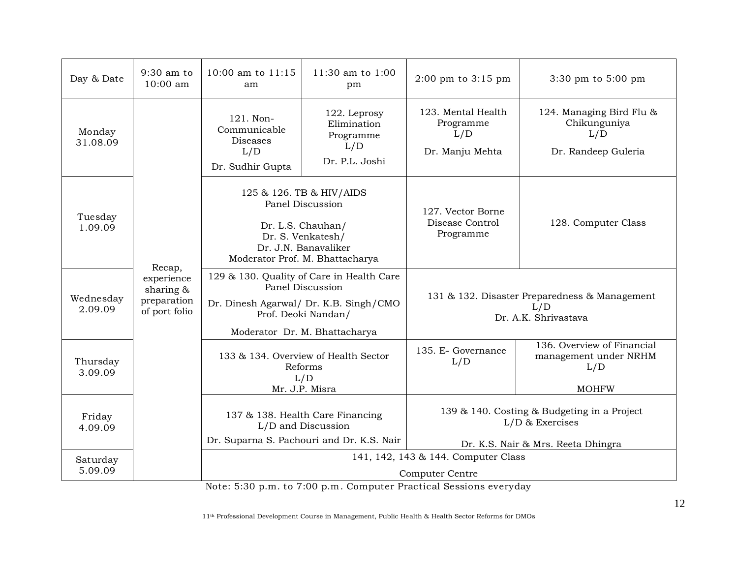| Day & Date | 9:30 am to 10:00 am | 10:00 am to 11:15 am | 11:30 am to 1:00 pm | 2:00 pm to 3:15 pm | 3:30 pm to 5:00 pm |
|---|---|---|---|---|---|
| Monday 31.08.09 | Recap, experience sharing & preparation of port folio | 121. Non-Communicable Diseases L/D Dr. Sudhir Gupta | 122. Leprosy Elimination Programme L/D Dr. P.L. Joshi | 123. Mental Health Programme L/D Dr. Manju Mehta | 124. Managing Bird Flu & Chikunguniya L/D Dr. Randeep Guleria |
| Tuesday 1.09.09 | | 125 & 126. TB & HIV/AIDS Panel Discussion Dr. L.S. Chauhan/ Dr. S. Venkatesh/ Dr. J.N. Banavaliker Moderator Prof. M. Bhattacharya | | 127. Vector Borne Disease Control Programme | 128. Computer Class |
| Wednesday 2.09.09 | | 129 & 130. Quality of Care in Health Care Panel Discussion Dr. Dinesh Agarwal/ Dr. K.B. Singh/CMO Prof. Deoki Nandan/ Moderator Dr. M. Bhattacharya | | 131 & 132. Disaster Preparedness & Management L/D Dr. A.K. Shrivastava | |
| Thursday 3.09.09 | | 133 & 134. Overview of Health Sector Reforms L/D Mr. J.P. Misra | | 135. E- Governance L/D | 136. Overview of Financial management under NRHM L/D MOHFW |
| Friday 4.09.09 | | 137 & 138. Health Care Financing L/D and Discussion Dr. Suparna S. Pachouri and Dr. K.S. Nair | | 139 & 140. Costing & Budgeting in a Project L/D & Exercises Dr. K.S. Nair & Mrs. Reeta Dhingra | |
| Saturday 5.09.09 | | 141, 142, 143 & 144. Computer Class Computer Centre | | | |

Note: 5:30 p.m. to 7:00 p.m. Computer Practical Sessions everyday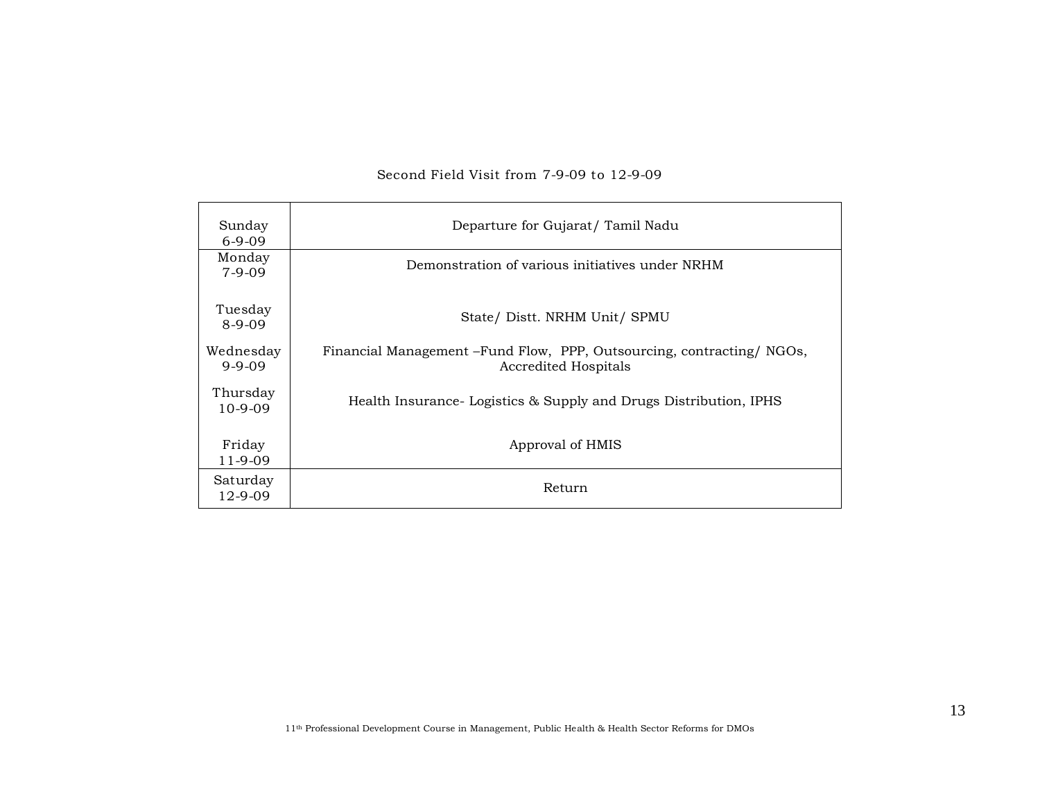Second Field Visit from 7-9-09 to 12-9-09

| Day | Activity |
| --- | --- |
| Sunday 6-9-09 | Departure for Gujarat/ Tamil Nadu |
| Monday 7-9-09 | Demonstration of various initiatives under NRHM |
| Tuesday 8-9-09 | State/ Distt. NRHM Unit/ SPMU |
| Wednesday 9-9-09 | Financial Management –Fund Flow, PPP, Outsourcing, contracting/ NGOs, Accredited Hospitals |
| Thursday 10-9-09 | Health Insurance- Logistics & Supply and Drugs Distribution, IPHS |
| Friday 11-9-09 | Approval of HMIS |
| Saturday 12-9-09 | Return |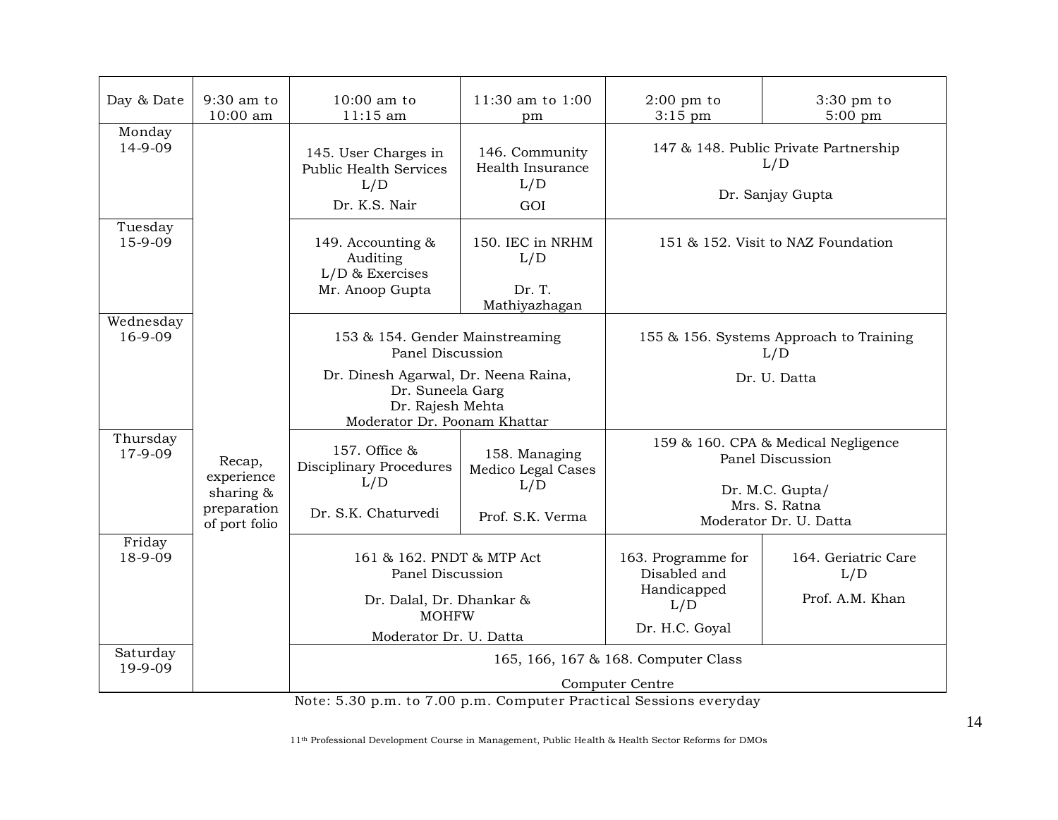| Day & Date | 9:30 am to 10:00 am | 10:00 am to 11:15 am | 11:30 am to 1:00 pm | 2:00 pm to 3:15 pm | 3:30 pm to 5:00 pm |
|---|---|---|---|---|---|
| Monday 14-9-09 | Recap, experience sharing & preparation of port folio | 145. User Charges in Public Health Services L/D Dr. K.S. Nair | 146. Community Health Insurance L/D GOI | 147 & 148. Public Private Partnership L/D Dr. Sanjay Gupta | |
| Tuesday 15-9-09 | | 149. Accounting & Auditing L/D & Exercises Mr. Anoop Gupta | 150. IEC in NRHM L/D Dr. T. Mathiyazhagan | 151 & 152. Visit to NAZ Foundation | |
| Wednesday 16-9-09 | | 153 & 154. Gender Mainstreaming Panel Discussion Dr. Dinesh Agarwal, Dr. Neena Raina, Dr. Suneela Garg Dr. Rajesh Mehta Moderator Dr. Poonam Khattar | | 155 & 156. Systems Approach to Training L/D Dr. U. Datta | |
| Thursday 17-9-09 | | 157. Office & Disciplinary Procedures L/D Dr. S.K. Chaturvedi | 158. Managing Medico Legal Cases L/D Prof. S.K. Verma | 159 & 160. CPA & Medical Negligence Panel Discussion Dr. M.C. Gupta/ Mrs. S. Ratna Moderator Dr. U. Datta | |
| Friday 18-9-09 | | 161 & 162. PNDT & MTP Act Panel Discussion Dr. Dalal, Dr. Dhankar & MOHFW Moderator Dr. U. Datta | | 163. Programme for Disabled and Handicapped L/D Dr. H.C. Goyal | 164. Geriatric Care L/D Prof. A.M. Khan |
| Saturday 19-9-09 | | 165, 166, 167 & 168. Computer Class Computer Centre | | | |

Note: 5.30 p.m. to 7.00 p.m. Computer Practical Sessions everyday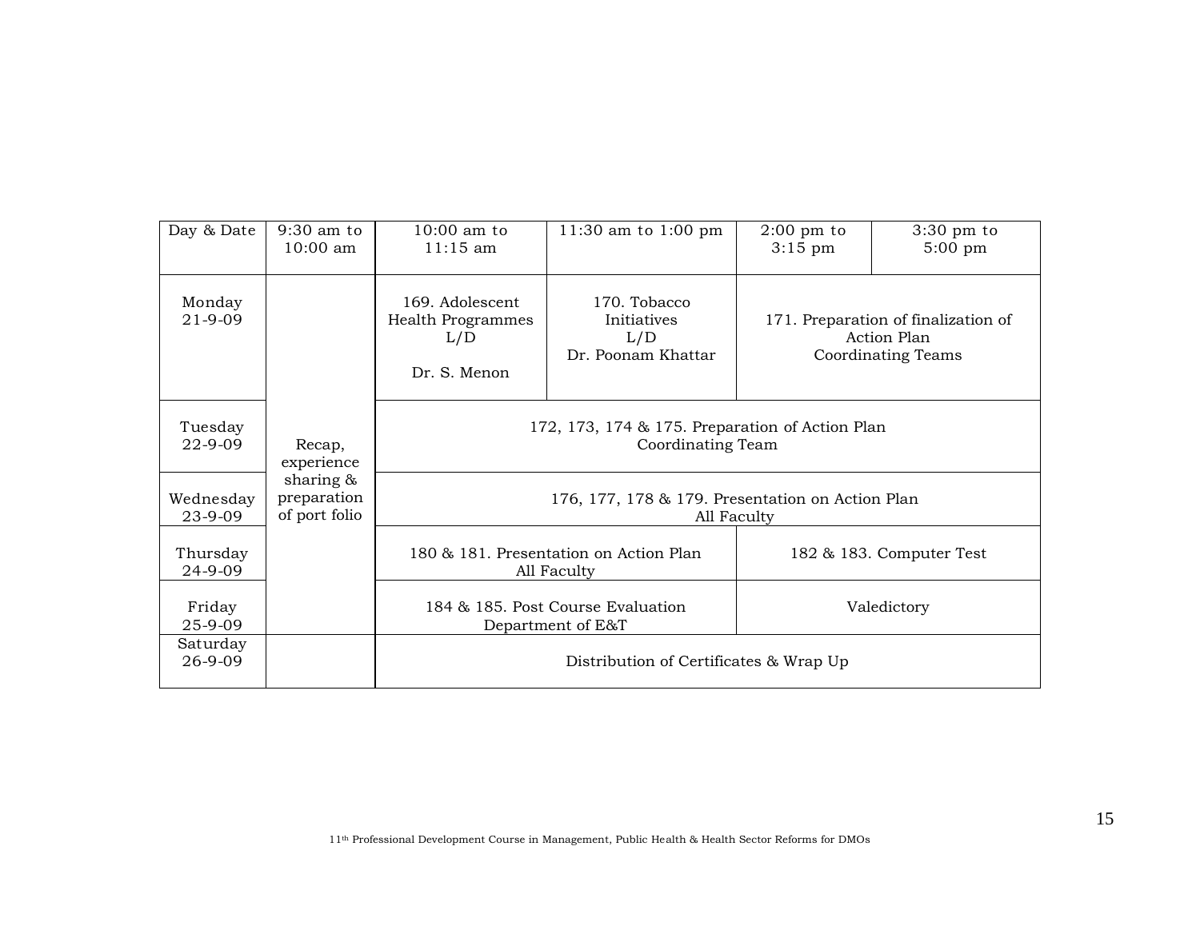| Day & Date | 9:30 am to 10:00 am | 10:00 am to 11:15 am | 11:30 am to 1:00 pm | 2:00 pm to 3:15 pm | 3:30 pm to 5:00 pm |
|---|---|---|---|---|---|
| Monday 21-9-09 | Recap, experience sharing & preparation of port folio | 169. Adolescent Health Programmes L/D Dr. S. Menon | 170. Tobacco Initiatives L/D Dr. Poonam Khattar | 171. Preparation of finalization of Action Plan Coordinating Teams | |
| Tuesday 22-9-09 | | 172, 173, 174 & 175. Preparation of Action Plan Coordinating Team | | | |
| Wednesday 23-9-09 | | 176, 177, 178 & 179. Presentation on Action Plan All Faculty | | | |
| Thursday 24-9-09 | | 180 & 181. Presentation on Action Plan All Faculty | | 182 & 183. Computer Test | |
| Friday 25-9-09 | | 184 & 185. Post Course Evaluation Department of E&T | | Valedictory | |
| Saturday 26-9-09 | | Distribution of Certificates & Wrap Up | | | |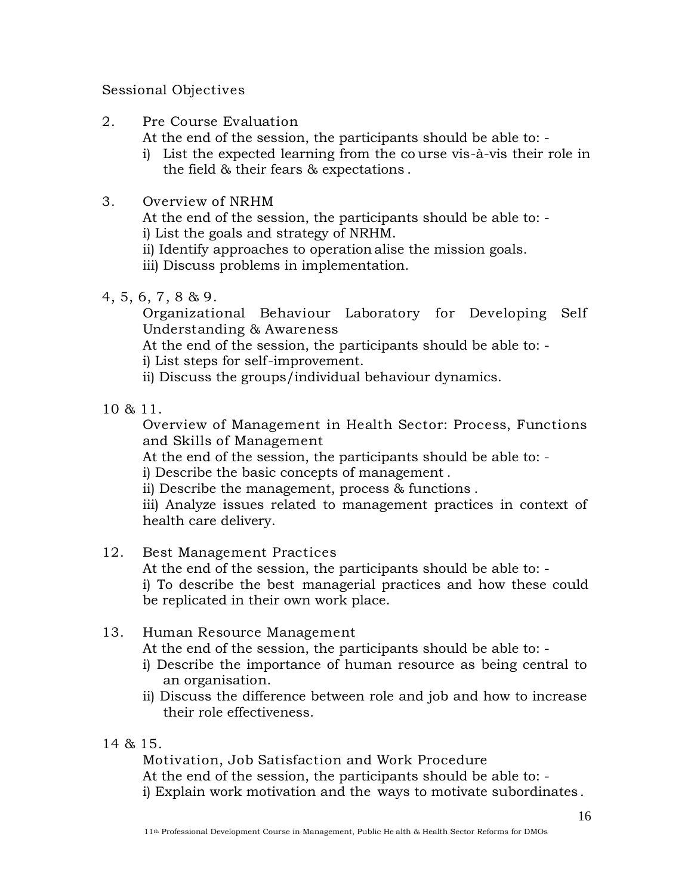Sessional Objectives

2. Pre Course Evaluation

   At the end of the session, the participants should be able to: -

   i) List the expected learning from the course vis-à-vis their role in the field & their fears & expectations.

3. Overview of NRHM

   At the end of the session, the participants should be able to: -

   i) List the goals and strategy of NRHM.

   ii) Identify approaches to operationalise the mission goals.

   iii) Discuss problems in implementation.

4, 5, 6, 7, 8 & 9.

   Organizational Behaviour Laboratory for Developing Self Understanding & Awareness

   At the end of the session, the participants should be able to: -

   i) List steps for self-improvement.

   ii) Discuss the groups/individual behaviour dynamics.

10 & 11.

   Overview of Management in Health Sector: Process, Functions and Skills of Management

   At the end of the session, the participants should be able to: -

   i) Describe the basic concepts of management.

   ii) Describe the management, process & functions.

   iii) Analyze issues related to management practices in context of health care delivery.

12. Best Management Practices

   At the end of the session, the participants should be able to: -

   i) To describe the best managerial practices and how these could be replicated in their own work place.

13. Human Resource Management

   At the end of the session, the participants should be able to: -

   i) Describe the importance of human resource as being central to an organisation.

   ii) Discuss the difference between role and job and how to increase their role effectiveness.

14 & 15.

   Motivation, Job Satisfaction and Work Procedure

   At the end of the session, the participants should be able to: -

   i) Explain work motivation and the ways to motivate subordinates.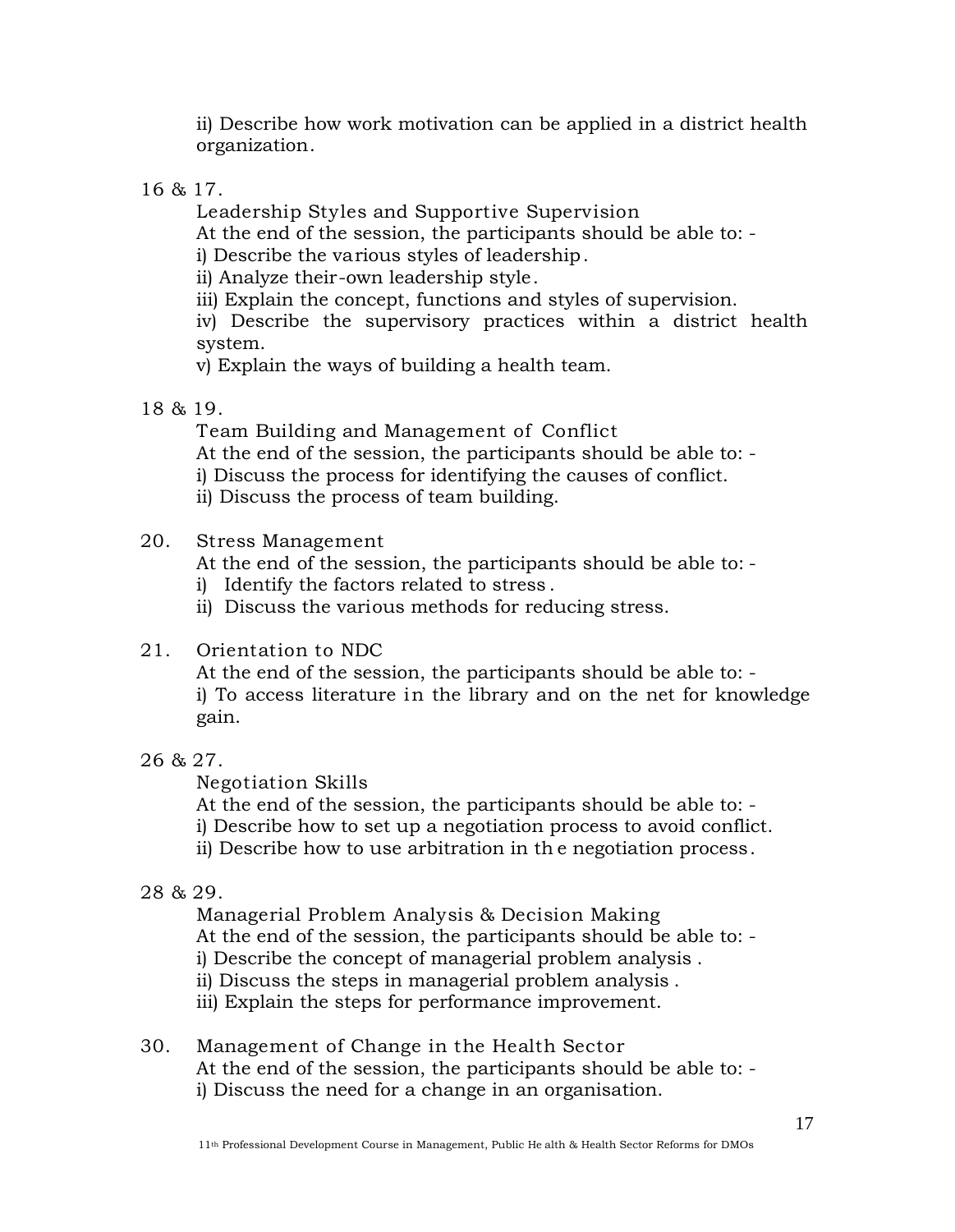ii) Describe how work motivation can be applied in a district health organization.

16 & 17.

Leadership Styles and Supportive Supervision

At the end of the session, the participants should be able to: -

i) Describe the various styles of leadership.

ii) Analyze their-own leadership style.

iii) Explain the concept, functions and styles of supervision.

iv) Describe the supervisory practices within a district health system.

v) Explain the ways of building a health team.

18 & 19.

Team Building and Management of Conflict

At the end of the session, the participants should be able to: -

i) Discuss the process for identifying the causes of conflict.

ii) Discuss the process of team building.

20. Stress Management

At the end of the session, the participants should be able to: -

i) Identify the factors related to stress.

ii) Discuss the various methods for reducing stress.

21. Orientation to NDC

At the end of the session, the participants should be able to: -

i) To access literature in the library and on the net for knowledge gain.

26 & 27.

Negotiation Skills

At the end of the session, the participants should be able to: -

i) Describe how to set up a negotiation process to avoid conflict.

ii) Describe how to use arbitration in the negotiation process.

28 & 29.

Managerial Problem Analysis & Decision Making

At the end of the session, the participants should be able to: -

i) Describe the concept of managerial problem analysis.

ii) Discuss the steps in managerial problem analysis.

iii) Explain the steps for performance improvement.

30. Management of Change in the Health Sector

At the end of the session, the participants should be able to: -

i) Discuss the need for a change in an organisation.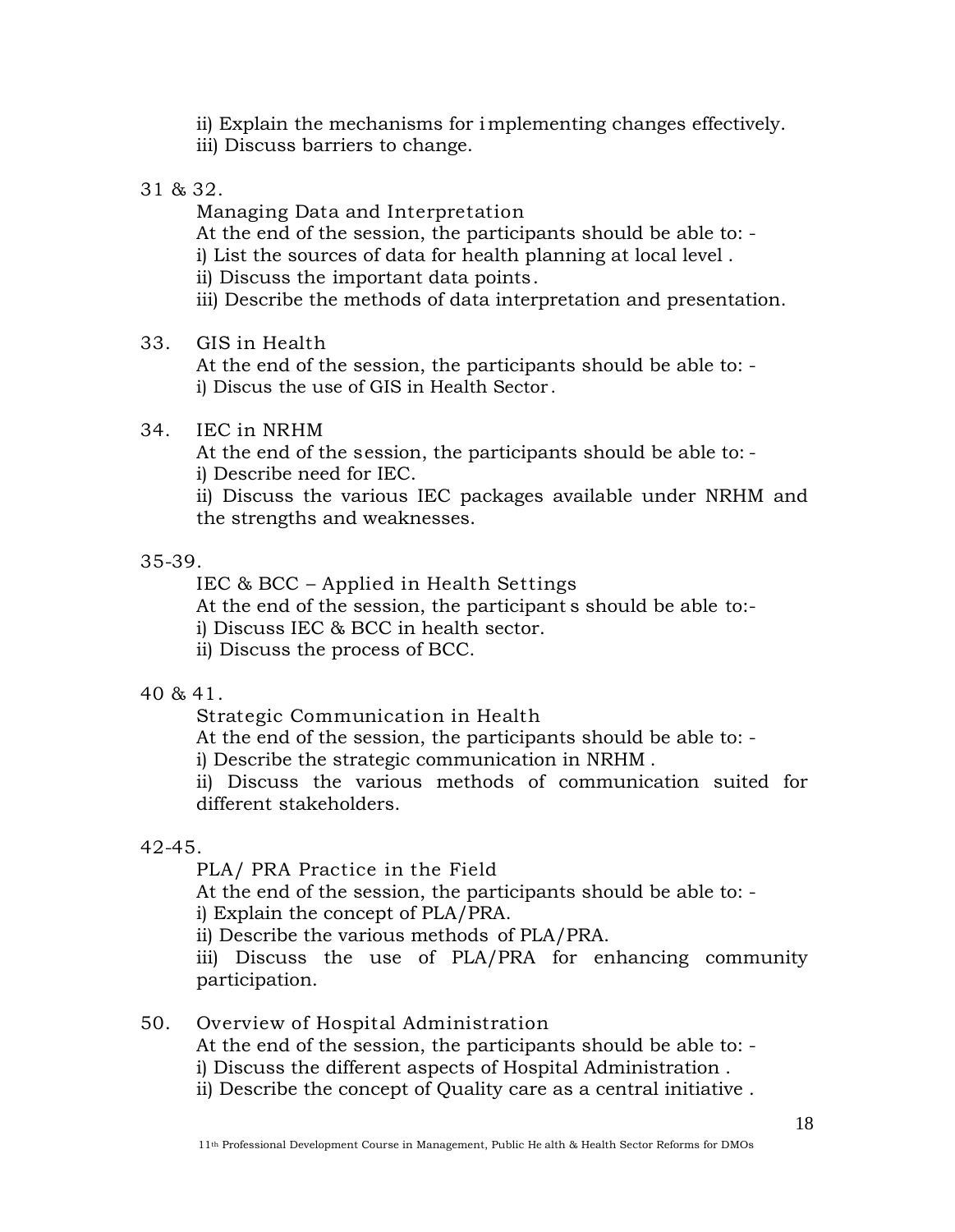ii) Explain the mechanisms for implementing changes effectively.
iii) Discuss barriers to change.

31 & 32.

Managing Data and Interpretation
At the end of the session, the participants should be able to: -
i) List the sources of data for health planning at local level .
ii) Discuss the important data points.
iii) Describe the methods of data interpretation and presentation.

33. GIS in Health
At the end of the session, the participants should be able to: -
i) Discus the use of GIS in Health Sector.

34. IEC in NRHM
At the end of the session, the participants should be able to: -
i) Describe need for IEC.
ii) Discuss the various IEC packages available under NRHM and the strengths and weaknesses.

35-39.

IEC & BCC – Applied in Health Settings
At the end of the session, the participants should be able to:-
i) Discuss IEC & BCC in health sector.
ii) Discuss the process of BCC.

40 & 41.

Strategic Communication in Health
At the end of the session, the participants should be able to: -
i) Describe the strategic communication in NRHM .
ii) Discuss the various methods of communication suited for different stakeholders.

42-45.

PLA/ PRA Practice in the Field
At the end of the session, the participants should be able to: -
i) Explain the concept of PLA/PRA.
ii) Describe the various methods of PLA/PRA.
iii) Discuss the use of PLA/PRA for enhancing community participation.

50. Overview of Hospital Administration
At the end of the session, the participants should be able to: -
i) Discuss the different aspects of Hospital Administration .
ii) Describe the concept of Quality care as a central initiative .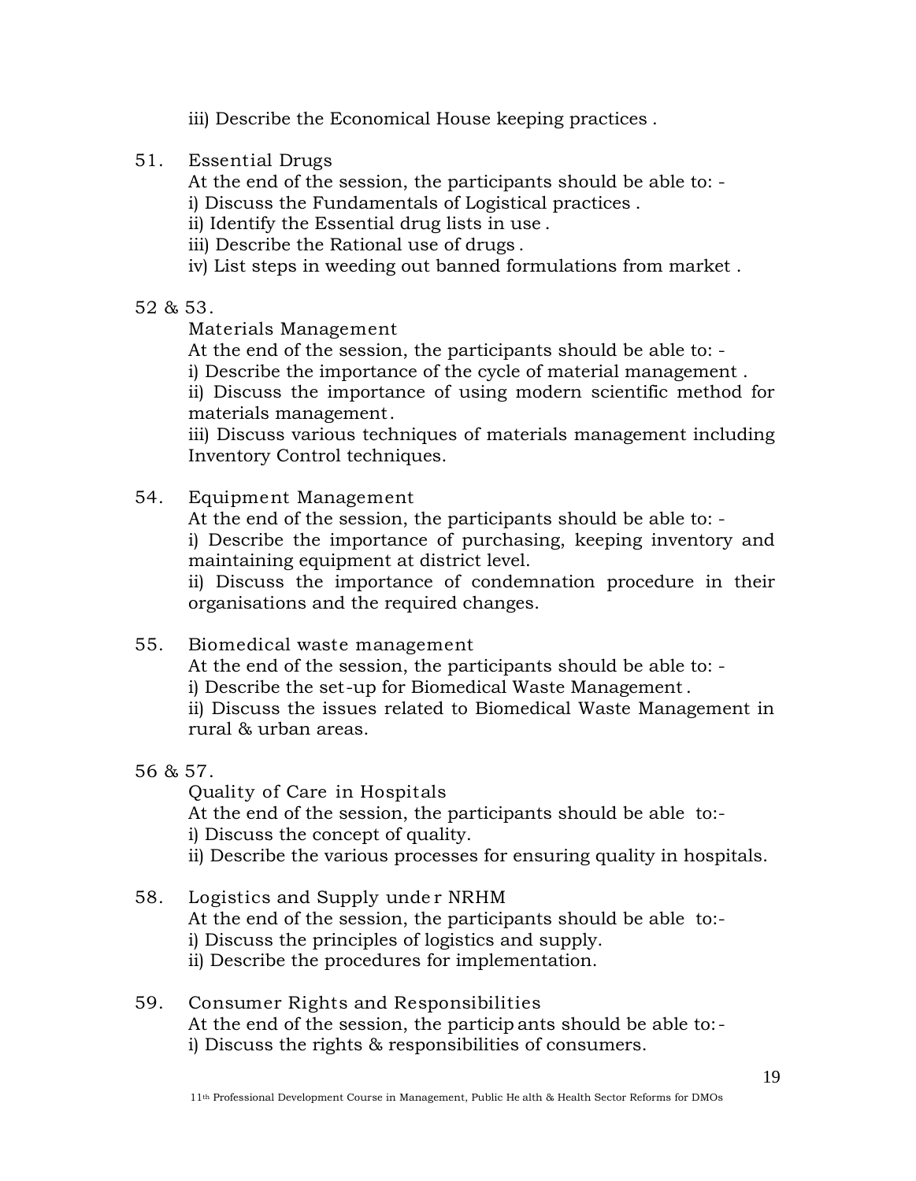iii) Describe the Economical House keeping practices .

51. Essential Drugs

At the end of the session, the participants should be able to: -

i) Discuss the Fundamentals of Logistical practices .

ii) Identify the Essential drug lists in use .

iii) Describe the Rational use of drugs .

iv) List steps in weeding out banned formulations from market .

52 & 53.

Materials Management

At the end of the session, the participants should be able to: -

i) Describe the importance of the cycle of material management .

ii) Discuss the importance of using modern scientific method for materials management.

iii) Discuss various techniques of materials management including Inventory Control techniques.

54. Equipment Management

At the end of the session, the participants should be able to: -

i) Describe the importance of purchasing, keeping inventory and maintaining equipment at district level.

ii) Discuss the importance of condemnation procedure in their organisations and the required changes.

55. Biomedical waste management

At the end of the session, the participants should be able to: -

i) Describe the set-up for Biomedical Waste Management .

ii) Discuss the issues related to Biomedical Waste Management in rural & urban areas.

56 & 57.

Quality of Care in Hospitals

At the end of the session, the participants should be able to:-

i) Discuss the concept of quality.

ii) Describe the various processes for ensuring quality in hospitals.

58. Logistics and Supply under NRHM

At the end of the session, the participants should be able to:-

i) Discuss the principles of logistics and supply.

ii) Describe the procedures for implementation.

59. Consumer Rights and Responsibilities

At the end of the session, the participants should be able to:-

i) Discuss the rights & responsibilities of consumers.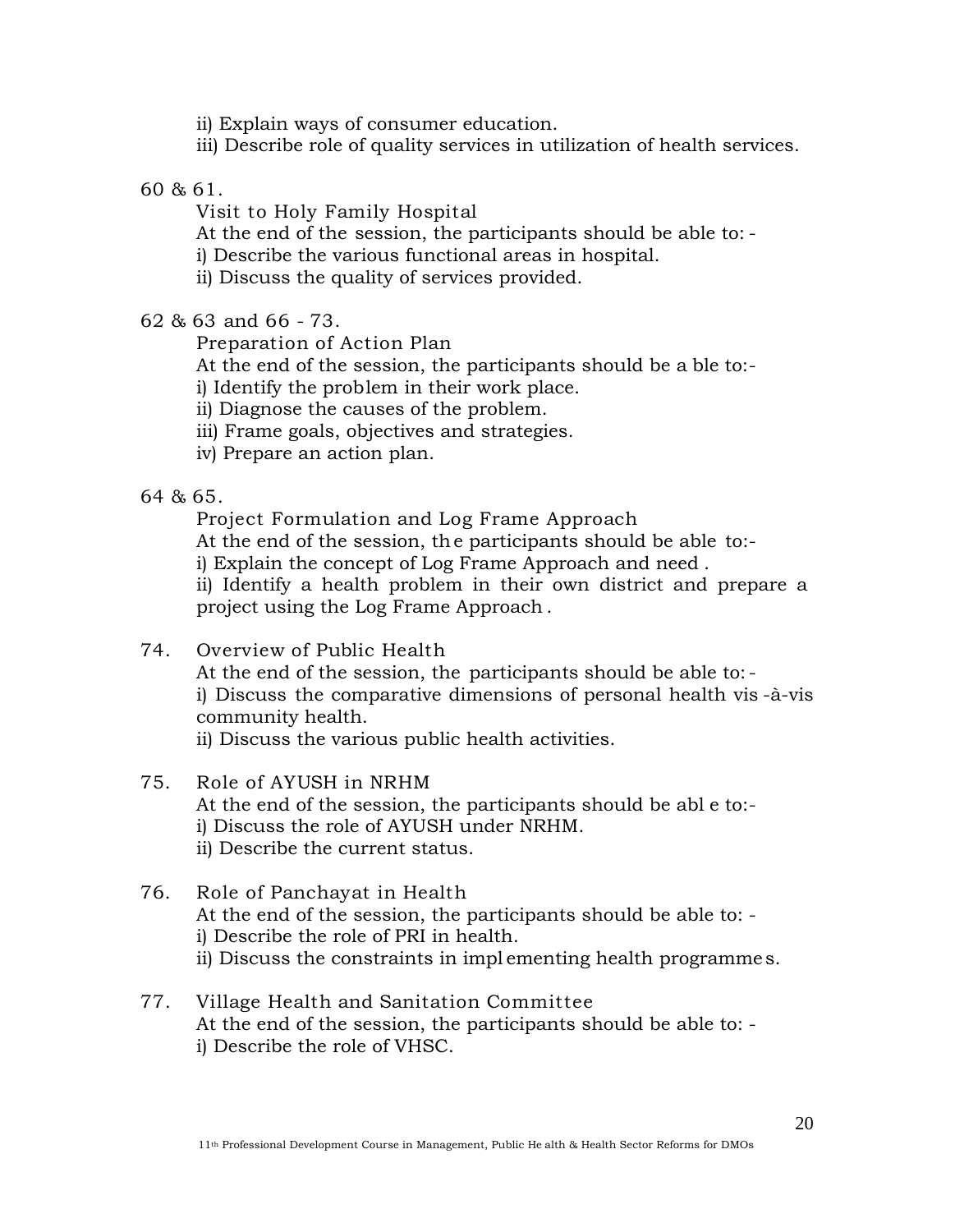ii) Explain ways of consumer education.
iii) Describe role of quality services in utilization of health services.

60 & 61.

Visit to Holy Family Hospital
At the end of the session, the participants should be able to: -
i) Describe the various functional areas in hospital.
ii) Discuss the quality of services provided.

62 & 63 and 66 - 73.

Preparation of Action Plan
At the end of the session, the participants should be able to:-
i) Identify the problem in their work place.
ii) Diagnose the causes of the problem.
iii) Frame goals, objectives and strategies.
iv) Prepare an action plan.

64 & 65.

Project Formulation and Log Frame Approach
At the end of the session, the participants should be able to:-
i) Explain the concept of Log Frame Approach and need .
ii) Identify a health problem in their own district and prepare a project using the Log Frame Approach .

74. Overview of Public Health
At the end of the session, the participants should be able to: -
i) Discuss the comparative dimensions of personal health vis-à-vis community health.
ii) Discuss the various public health activities.

75. Role of AYUSH in NRHM
At the end of the session, the participants should be able to:-
i) Discuss the role of AYUSH under NRHM.
ii) Describe the current status.

76. Role of Panchayat in Health
At the end of the session, the participants should be able to: -
i) Describe the role of PRI in health.
ii) Discuss the constraints in implementing health programmes.

77. Village Health and Sanitation Committee
At the end of the session, the participants should be able to: -
i) Describe the role of VHSC.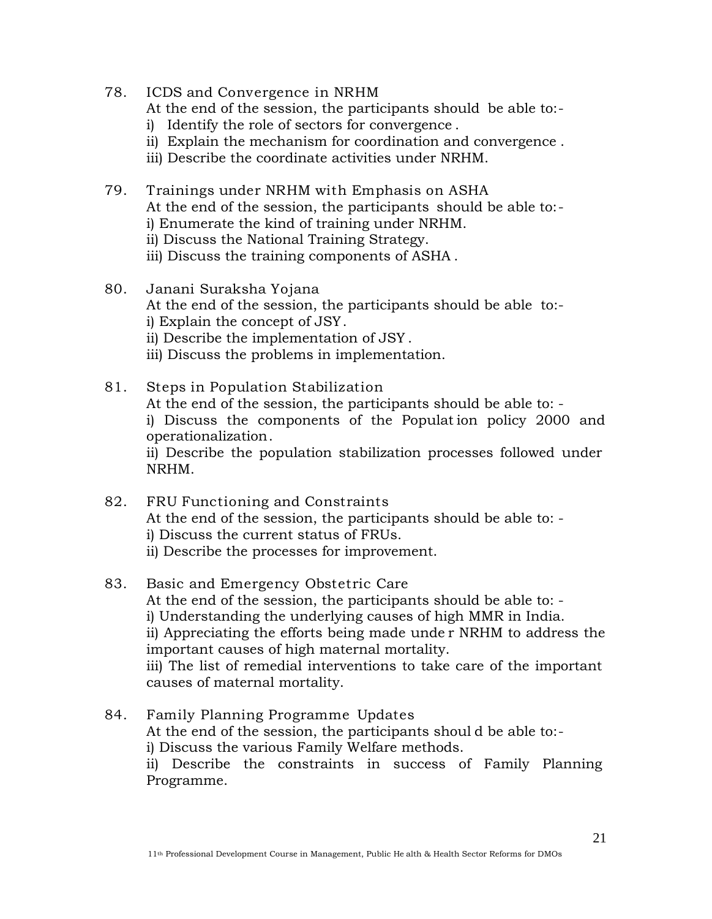78. ICDS and Convergence in NRHM
    At the end of the session, the participants should be able to:-
    i) Identify the role of sectors for convergence.
    ii) Explain the mechanism for coordination and convergence.
    iii) Describe the coordinate activities under NRHM.

79. Trainings under NRHM with Emphasis on ASHA
    At the end of the session, the participants should be able to:-
    i) Enumerate the kind of training under NRHM.
    ii) Discuss the National Training Strategy.
    iii) Discuss the training components of ASHA.

80. Janani Suraksha Yojana
    At the end of the session, the participants should be able to:-
    i) Explain the concept of JSY.
    ii) Describe the implementation of JSY.
    iii) Discuss the problems in implementation.

81. Steps in Population Stabilization
    At the end of the session, the participants should be able to: -
    i) Discuss the components of the Population policy 2000 and operationalization.
    ii) Describe the population stabilization processes followed under NRHM.

82. FRU Functioning and Constraints
    At the end of the session, the participants should be able to: -
    i) Discuss the current status of FRUs.
    ii) Describe the processes for improvement.

83. Basic and Emergency Obstetric Care
    At the end of the session, the participants should be able to: -
    i) Understanding the underlying causes of high MMR in India.
    ii) Appreciating the efforts being made under NRHM to address the important causes of high maternal mortality.
    iii) The list of remedial interventions to take care of the important causes of maternal mortality.

84. Family Planning Programme Updates
    At the end of the session, the participants should be able to:-
    i) Discuss the various Family Welfare methods.
    ii) Describe the constraints in success of Family Planning Programme.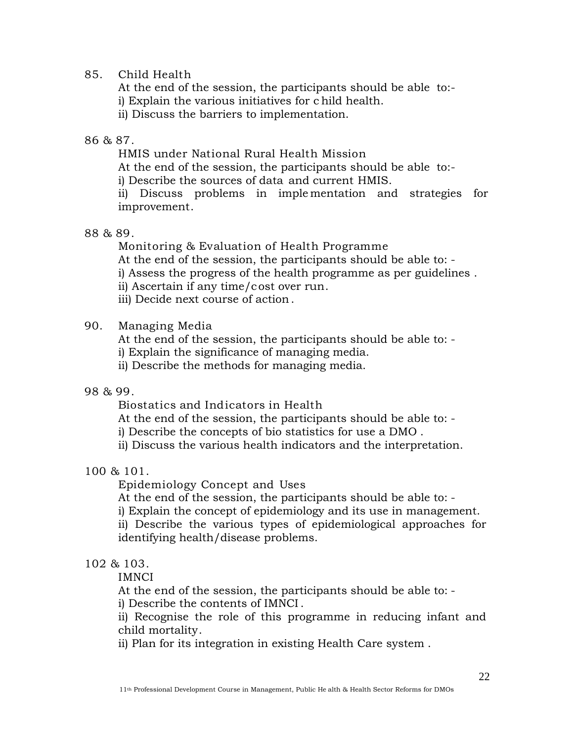85. Child Health

At the end of the session, the participants should be able to:-

i) Explain the various initiatives for child health.

ii) Discuss the barriers to implementation.

86 & 87.

HMIS under National Rural Health Mission

At the end of the session, the participants should be able to:-

i) Describe the sources of data and current HMIS.

ii) Discuss problems in implementation and strategies for improvement.

88 & 89.

Monitoring & Evaluation of Health Programme

At the end of the session, the participants should be able to: -

i) Assess the progress of the health programme as per guidelines .

ii) Ascertain if any time/cost over run.

iii) Decide next course of action.

90. Managing Media

At the end of the session, the participants should be able to: -

i) Explain the significance of managing media.

ii) Describe the methods for managing media.

98 & 99.

Biostatics and Indicators in Health

At the end of the session, the participants should be able to: -

i) Describe the concepts of bio statistics for use a DMO .

ii) Discuss the various health indicators and the interpretation.

100 & 101.

Epidemiology Concept and Uses

At the end of the session, the participants should be able to: -

i) Explain the concept of epidemiology and its use in management.

ii) Describe the various types of epidemiological approaches for identifying health/disease problems.

102 & 103.

IMNCI

At the end of the session, the participants should be able to: -

i) Describe the contents of IMNCI.

ii) Recognise the role of this programme in reducing infant and child mortality.

ii) Plan for its integration in existing Health Care system .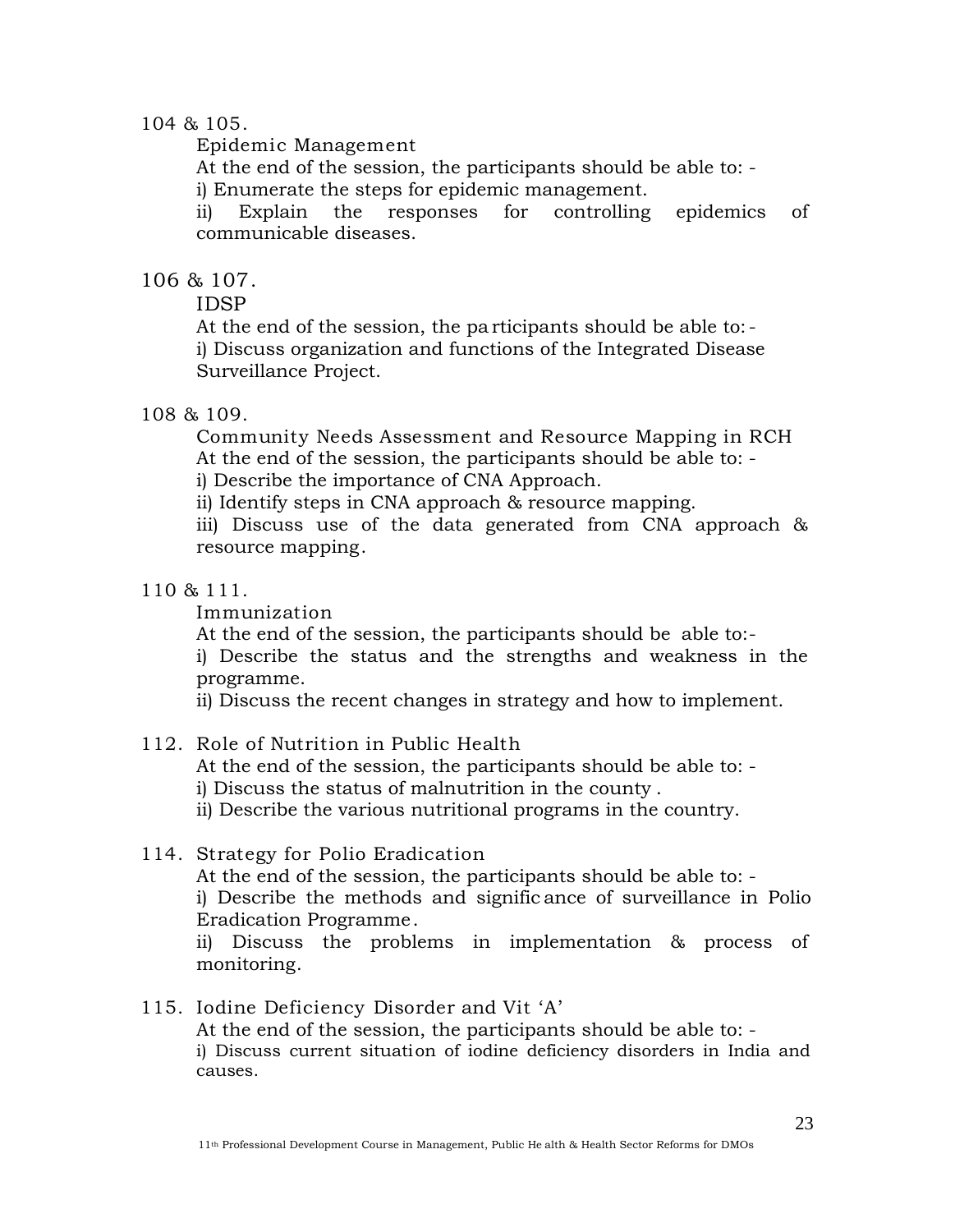104 & 105.

Epidemic Management

At the end of the session, the participants should be able to: -

i) Enumerate the steps for epidemic management.

ii) Explain the responses for controlling epidemics of communicable diseases.

106 & 107.

IDSP

At the end of the session, the participants should be able to:-

i) Discuss organization and functions of the Integrated Disease Surveillance Project.

108 & 109.

Community Needs Assessment and Resource Mapping in RCH

At the end of the session, the participants should be able to: -

i) Describe the importance of CNA Approach.

ii) Identify steps in CNA approach & resource mapping.

iii) Discuss use of the data generated from CNA approach & resource mapping.

110 & 111.

Immunization

At the end of the session, the participants should be able to:-

i) Describe the status and the strengths and weakness in the programme.

ii) Discuss the recent changes in strategy and how to implement.

112. Role of Nutrition in Public Health

At the end of the session, the participants should be able to: -

i) Discuss the status of malnutrition in the county .

ii) Describe the various nutritional programs in the country.

114. Strategy for Polio Eradication

At the end of the session, the participants should be able to: -

i) Describe the methods and significance of surveillance in Polio Eradication Programme.

ii) Discuss the problems in implementation & process of monitoring.

115. Iodine Deficiency Disorder and Vit 'A'

At the end of the session, the participants should be able to: -

i) Discuss current situation of iodine deficiency disorders in India and causes.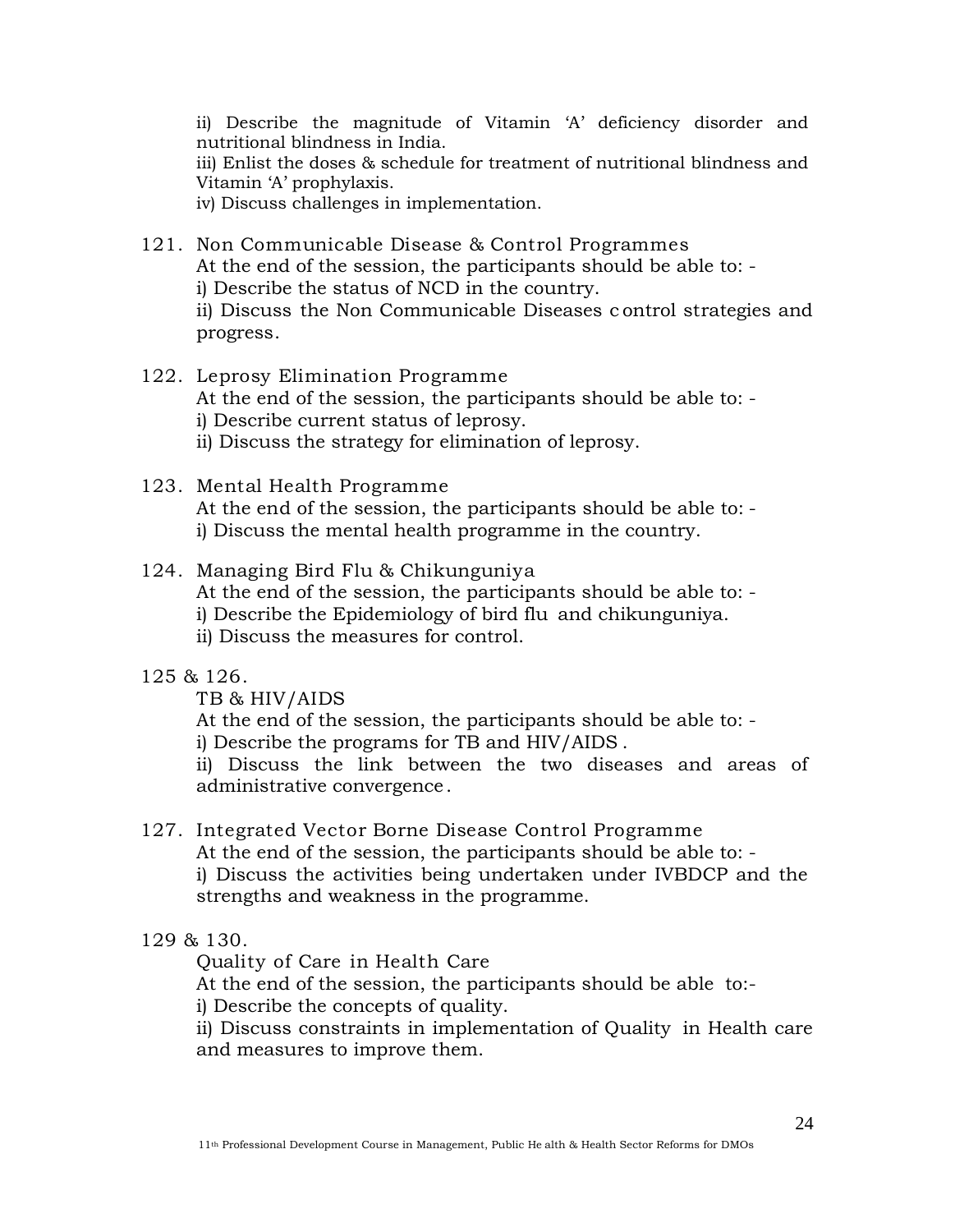ii) Describe the magnitude of Vitamin 'A' deficiency disorder and nutritional blindness in India.
iii) Enlist the doses & schedule for treatment of nutritional blindness and Vitamin 'A' prophylaxis.
iv) Discuss challenges in implementation.

121. Non Communicable Disease & Control Programmes
At the end of the session, the participants should be able to: -
i) Describe the status of NCD in the country.
ii) Discuss the Non Communicable Diseases control strategies and progress.

122. Leprosy Elimination Programme
At the end of the session, the participants should be able to: -
i) Describe current status of leprosy.
ii) Discuss the strategy for elimination of leprosy.

123. Mental Health Programme
At the end of the session, the participants should be able to: -
i) Discuss the mental health programme in the country.

124. Managing Bird Flu & Chikunguniya
At the end of the session, the participants should be able to: -
i) Describe the Epidemiology of bird flu and chikunguniya.
ii) Discuss the measures for control.

125 & 126.
TB & HIV/AIDS
At the end of the session, the participants should be able to: -
i) Describe the programs for TB and HIV/AIDS .
ii) Discuss the link between the two diseases and areas of administrative convergence.

127. Integrated Vector Borne Disease Control Programme
At the end of the session, the participants should be able to: -
i) Discuss the activities being undertaken under IVBDCP and the strengths and weakness in the programme.

129 & 130.
Quality of Care in Health Care
At the end of the session, the participants should be able to:-
i) Describe the concepts of quality.
ii) Discuss constraints in implementation of Quality in Health care and measures to improve them.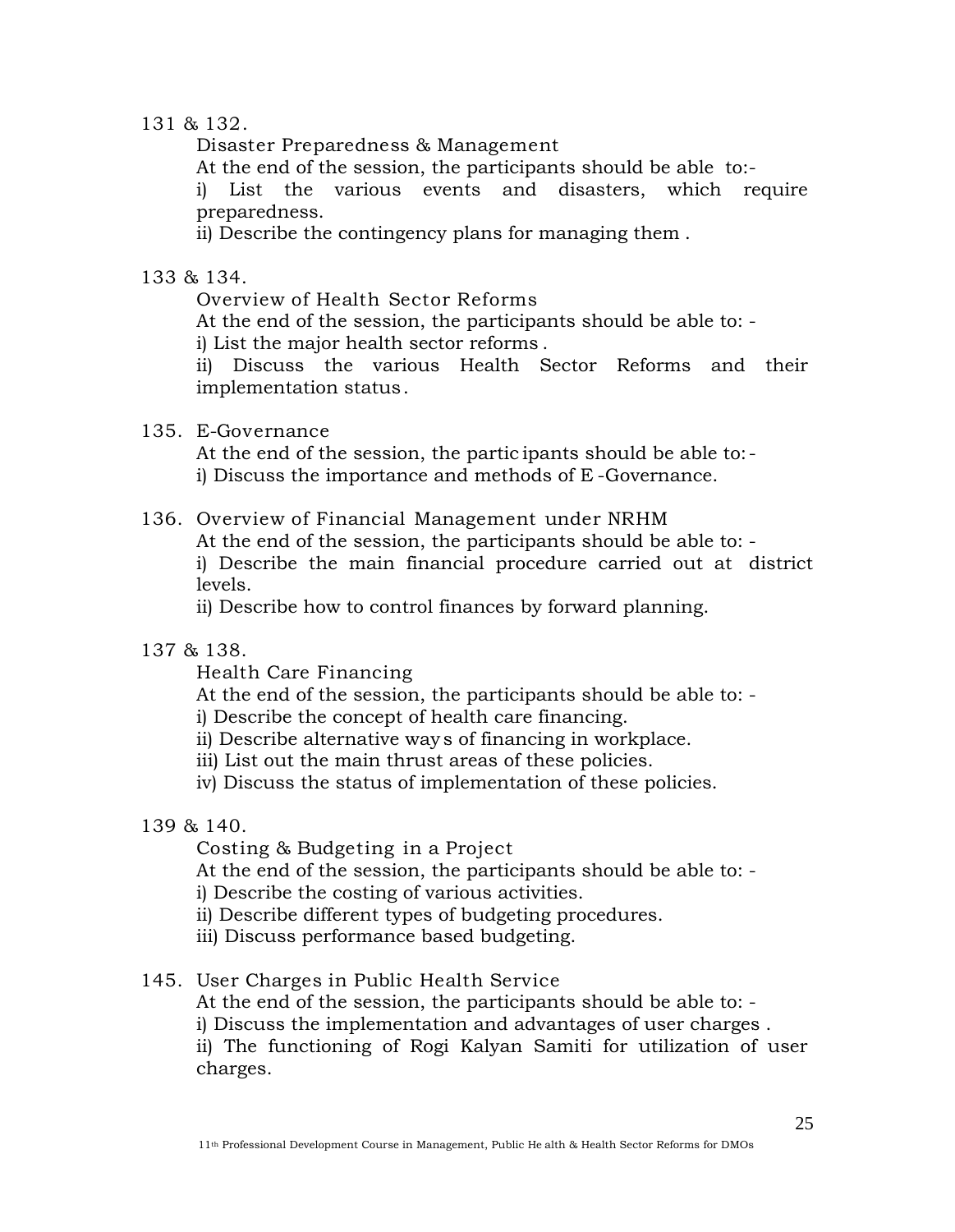131 & 132.

Disaster Preparedness & Management

At the end of the session, the participants should be able to:-

i) List the various events and disasters, which require preparedness.

ii) Describe the contingency plans for managing them .

133 & 134.

Overview of Health Sector Reforms

At the end of the session, the participants should be able to: -

i) List the major health sector reforms .

ii) Discuss the various Health Sector Reforms and their implementation status.

135. E-Governance

At the end of the session, the participants should be able to:-

i) Discuss the importance and methods of E-Governance.

136. Overview of Financial Management under NRHM

At the end of the session, the participants should be able to: -

i) Describe the main financial procedure carried out at district levels.

ii) Describe how to control finances by forward planning.

137 & 138.

Health Care Financing

At the end of the session, the participants should be able to: -

i) Describe the concept of health care financing.

ii) Describe alternative ways of financing in workplace.

iii) List out the main thrust areas of these policies.

iv) Discuss the status of implementation of these policies.

139 & 140.

Costing & Budgeting in a Project

At the end of the session, the participants should be able to: -

i) Describe the costing of various activities.

ii) Describe different types of budgeting procedures.

iii) Discuss performance based budgeting.

145. User Charges in Public Health Service

At the end of the session, the participants should be able to: -

i) Discuss the implementation and advantages of user charges .

ii) The functioning of Rogi Kalyan Samiti for utilization of user charges.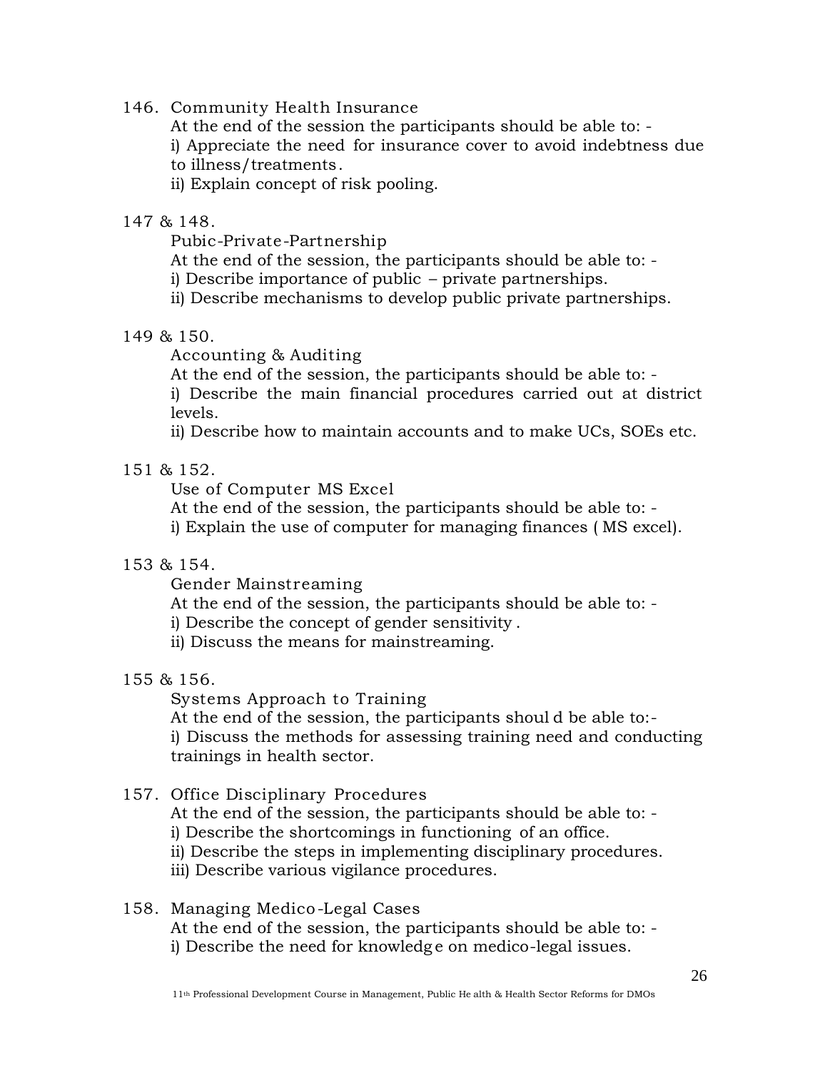146. Community Health Insurance

At the end of the session the participants should be able to: -

i) Appreciate the need for insurance cover to avoid indebtness due to illness/treatments.

ii) Explain concept of risk pooling.

147 & 148.

Pubic-Private-Partnership

At the end of the session, the participants should be able to: -

i) Describe importance of public – private partnerships.

ii) Describe mechanisms to develop public private partnerships.

149 & 150.

Accounting & Auditing

At the end of the session, the participants should be able to: -

i) Describe the main financial procedures carried out at district levels.

ii) Describe how to maintain accounts and to make UCs, SOEs etc.

151 & 152.

Use of Computer MS Excel

At the end of the session, the participants should be able to: -

i) Explain the use of computer for managing finances ( MS excel).

153 & 154.

Gender Mainstreaming

At the end of the session, the participants should be able to: -

i) Describe the concept of gender sensitivity .

ii) Discuss the means for mainstreaming.

155 & 156.

Systems Approach to Training

At the end of the session, the participants should be able to:-

i) Discuss the methods for assessing training need and conducting trainings in health sector.

157. Office Disciplinary Procedures

At the end of the session, the participants should be able to: -

i) Describe the shortcomings in functioning of an office.

ii) Describe the steps in implementing disciplinary procedures.

iii) Describe various vigilance procedures.

158. Managing Medico-Legal Cases

At the end of the session, the participants should be able to: -

i) Describe the need for knowledge on medico-legal issues.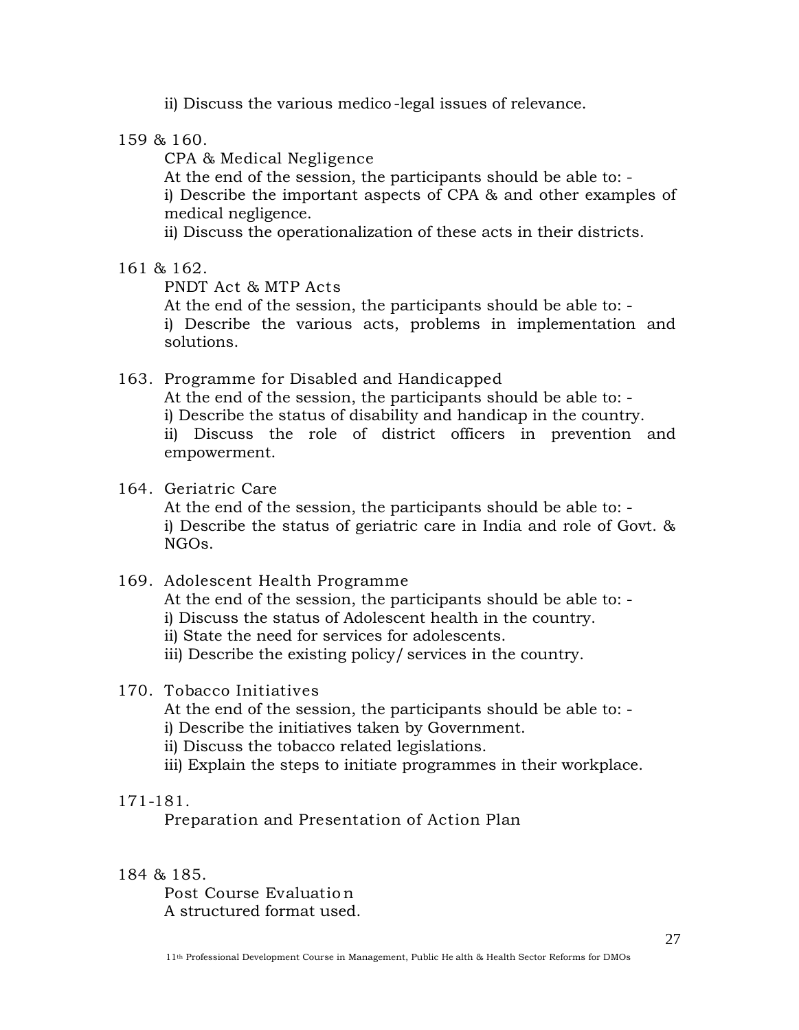ii) Discuss the various medico-legal issues of relevance.

159 & 160.

CPA & Medical Negligence

At the end of the session, the participants should be able to: -

i) Describe the important aspects of CPA & and other examples of medical negligence.

ii) Discuss the operationalization of these acts in their districts.

161 & 162.

PNDT Act & MTP Acts

At the end of the session, the participants should be able to: -

i) Describe the various acts, problems in implementation and solutions.

163. Programme for Disabled and Handicapped

At the end of the session, the participants should be able to: -

i) Describe the status of disability and handicap in the country.

ii) Discuss the role of district officers in prevention and empowerment.

164. Geriatric Care

At the end of the session, the participants should be able to: -

i) Describe the status of geriatric care in India and role of Govt. & NGOs.

169. Adolescent Health Programme

At the end of the session, the participants should be able to: -

i) Discuss the status of Adolescent health in the country.

ii) State the need for services for adolescents.

iii) Describe the existing policy/ services in the country.

170. Tobacco Initiatives

At the end of the session, the participants should be able to: -

i) Describe the initiatives taken by Government.

ii) Discuss the tobacco related legislations.

iii) Explain the steps to initiate programmes in their workplace.

171-181.

Preparation and Presentation of Action Plan

184 & 185.

Post Course Evaluation

A structured format used.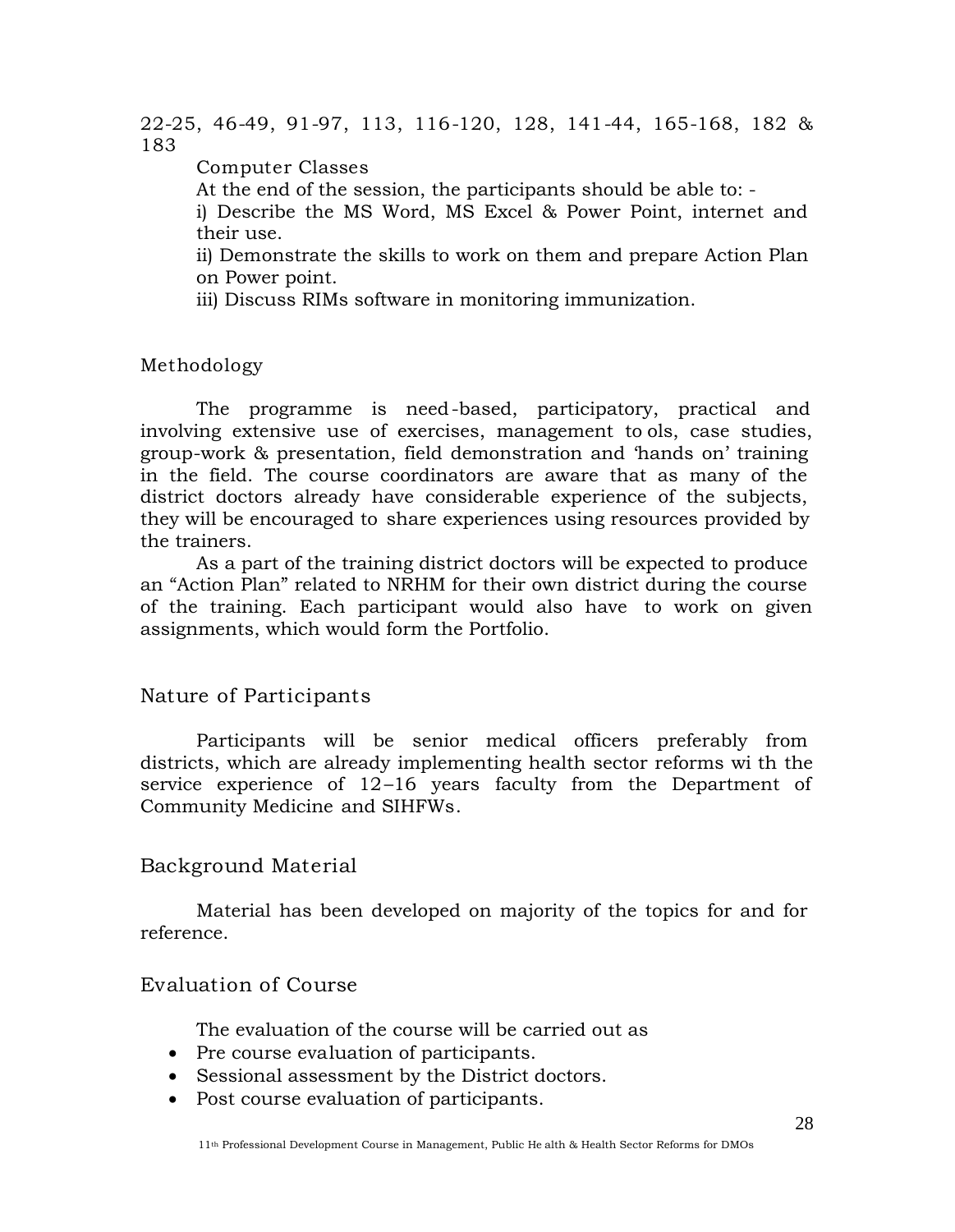22-25, 46-49, 91-97, 113, 116-120, 128, 141-44, 165-168, 182 & 183

Computer Classes

At the end of the session, the participants should be able to: -

i) Describe the MS Word, MS Excel & Power Point, internet and their use.

ii) Demonstrate the skills to work on them and prepare Action Plan on Power point.

iii) Discuss RIMs software in monitoring immunization.

## Methodology

The programme is need-based, participatory, practical and involving extensive use of exercises, management tools, case studies, group-work & presentation, field demonstration and 'hands on' training in the field. The course coordinators are aware that as many of the district doctors already have considerable experience of the subjects, they will be encouraged to share experiences using resources provided by the trainers.

As a part of the training district doctors will be expected to produce an "Action Plan" related to NRHM for their own district during the course of the training. Each participant would also have to work on given assignments, which would form the Portfolio.

## Nature of Participants

Participants will be senior medical officers preferably from districts, which are already implementing health sector reforms with the service experience of 12–16 years faculty from the Department of Community Medicine and SIHFWs.

## Background Material

Material has been developed on majority of the topics for and for reference.

## Evaluation of Course

The evaluation of the course will be carried out as

- Pre course evaluation of participants.
- Sessional assessment by the District doctors.
- Post course evaluation of participants.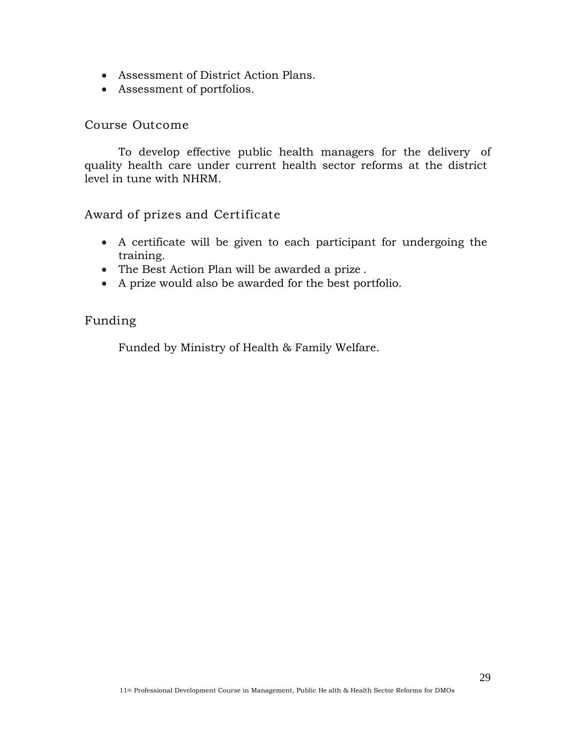- Assessment of District Action Plans.
- Assessment of portfolios.

## Course Outcome

To develop effective public health managers for the delivery of quality health care under current health sector reforms at the district level in tune with NHRM.

## Award of prizes and Certificate

- A certificate will be given to each participant for undergoing the training.
- The Best Action Plan will be awarded a prize .
- A prize would also be awarded for the best portfolio.

## Funding

Funded by Ministry of Health & Family Welfare.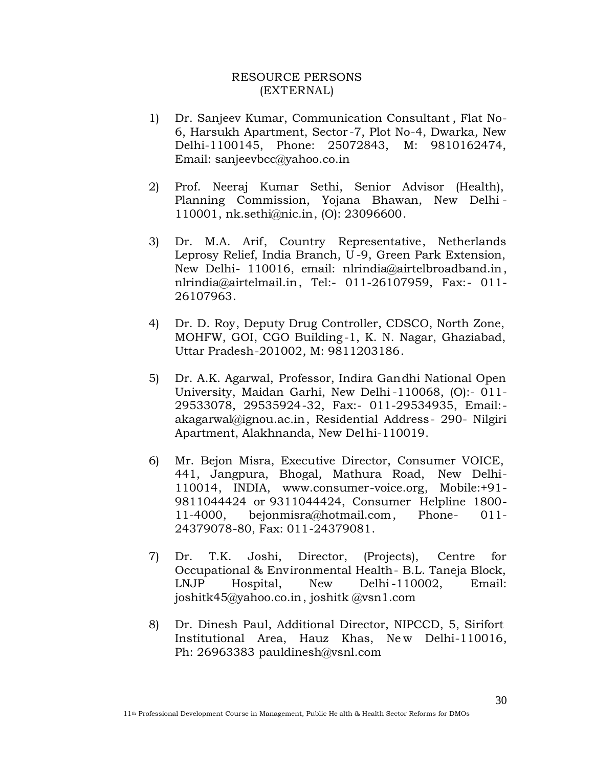## RESOURCE PERSONS
## (EXTERNAL)

1) Dr. Sanjeev Kumar, Communication Consultant, Flat No-6, Harsukh Apartment, Sector-7, Plot No-4, Dwarka, New Delhi-1100145, Phone: 25072843, M: 9810162474, Email: sanjeevbcc@yahoo.co.in

2) Prof. Neeraj Kumar Sethi, Senior Advisor (Health), Planning Commission, Yojana Bhawan, New Delhi-110001, nk.sethi@nic.in, (O): 23096600.

3) Dr. M.A. Arif, Country Representative, Netherlands Leprosy Relief, India Branch, U-9, Green Park Extension, New Delhi- 110016, email: nlrindia@airtelbroadband.in, nlrindia@airtelmail.in, Tel:- 011-26107959, Fax:- 011-26107963.

4) Dr. D. Roy, Deputy Drug Controller, CDSCO, North Zone, MOHFW, GOI, CGO Building-1, K. N. Nagar, Ghaziabad, Uttar Pradesh-201002, M: 9811203186.

5) Dr. A.K. Agarwal, Professor, Indira Gandhi National Open University, Maidan Garhi, New Delhi-110068, (O):- 011-29533078, 29535924-32, Fax:- 011-29534935, Email:- akagarwal@ignou.ac.in, Residential Address- 290- Nilgiri Apartment, Alakhnanda, New Delhi-110019.

6) Mr. Bejon Misra, Executive Director, Consumer VOICE, 441, Jangpura, Bhogal, Mathura Road, New Delhi-110014, INDIA, www.consumer-voice.org, Mobile:+91-9811044424 or 9311044424, Consumer Helpline 1800-11-4000, bejonmisra@hotmail.com, Phone- 011-24379078-80, Fax: 011-24379081.

7) Dr. T.K. Joshi, Director, (Projects), Centre for Occupational & Environmental Health- B.L. Taneja Block, LNJP Hospital, New Delhi-110002, Email: joshitk45@yahoo.co.in, joshitk @vsn1.com

8) Dr. Dinesh Paul, Additional Director, NIPCCD, 5, Sirifort Institutional Area, Hauz Khas, New Delhi-110016, Ph: 26963383 pauldinesh@vsnl.com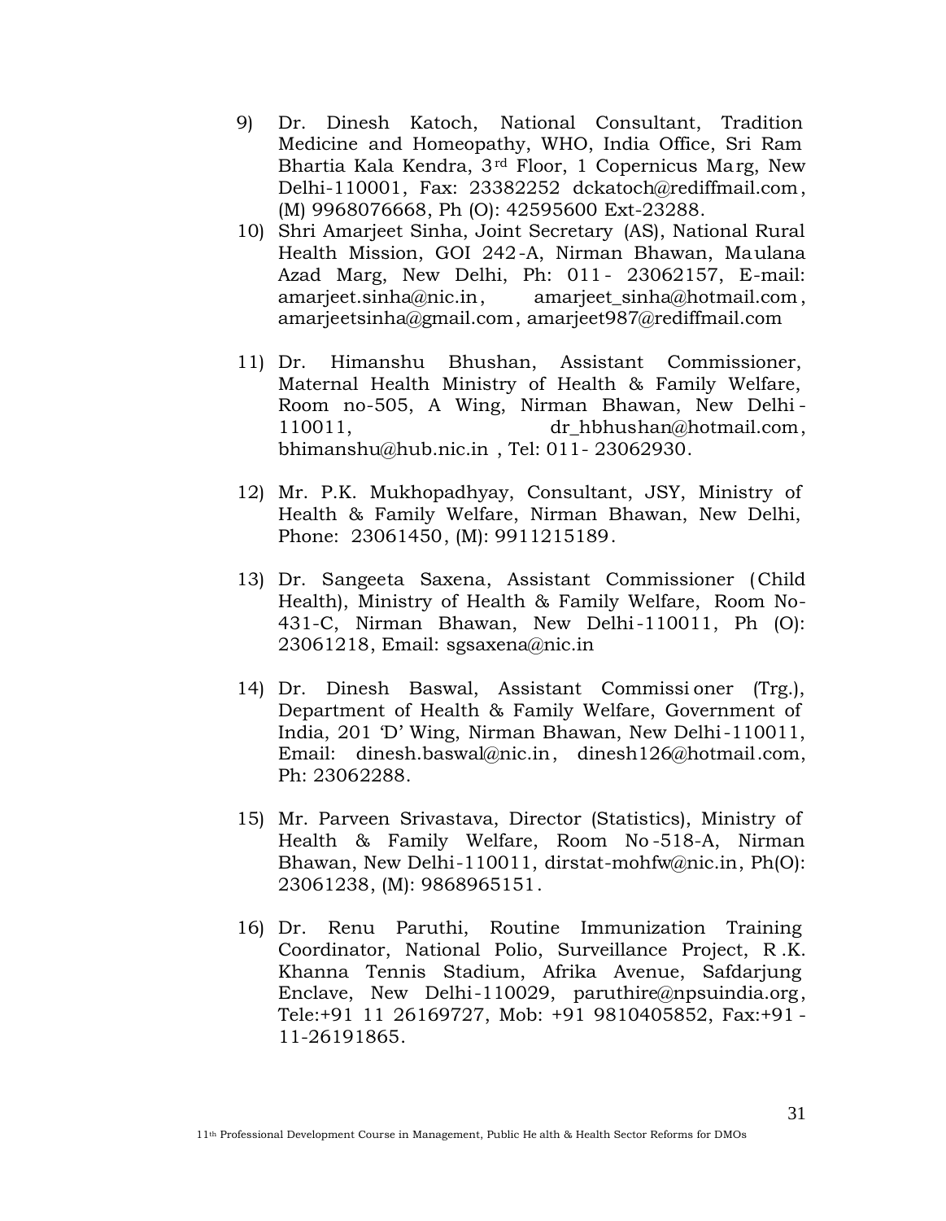9) Dr. Dinesh Katoch, National Consultant, Tradition Medicine and Homeopathy, WHO, India Office, Sri Ram Bhartia Kala Kendra, 3rd Floor, 1 Copernicus Marg, New Delhi-110001, Fax: 23382252 dckatoch@rediffmail.com, (M) 9968076668, Ph (O): 42595600 Ext-23288.

10) Shri Amarjeet Sinha, Joint Secretary (AS), National Rural Health Mission, GOI 242-A, Nirman Bhawan, Maulana Azad Marg, New Delhi, Ph: 011- 23062157, E-mail: amarjeet.sinha@nic.in, amarjeet_sinha@hotmail.com, amarjeetsinha@gmail.com, amarjeet987@rediffmail.com

11) Dr. Himanshu Bhushan, Assistant Commissioner, Maternal Health Ministry of Health & Family Welfare, Room no-505, A Wing, Nirman Bhawan, New Delhi-110011, dr_hbhushan@hotmail.com, bhimanshu@hub.nic.in , Tel: 011- 23062930.

12) Mr. P.K. Mukhopadhyay, Consultant, JSY, Ministry of Health & Family Welfare, Nirman Bhawan, New Delhi, Phone: 23061450, (M): 9911215189.

13) Dr. Sangeeta Saxena, Assistant Commissioner (Child Health), Ministry of Health & Family Welfare, Room No-431-C, Nirman Bhawan, New Delhi-110011, Ph (O): 23061218, Email: sgsaxena@nic.in

14) Dr. Dinesh Baswal, Assistant Commissioner (Trg.), Department of Health & Family Welfare, Government of India, 201 'D' Wing, Nirman Bhawan, New Delhi-110011, Email: dinesh.baswal@nic.in, dinesh126@hotmail.com, Ph: 23062288.

15) Mr. Parveen Srivastava, Director (Statistics), Ministry of Health & Family Welfare, Room No-518-A, Nirman Bhawan, New Delhi-110011, dirstat-mohfw@nic.in, Ph(O): 23061238, (M): 9868965151.

16) Dr. Renu Paruthi, Routine Immunization Training Coordinator, National Polio, Surveillance Project, R.K. Khanna Tennis Stadium, Afrika Avenue, Safdarjung Enclave, New Delhi-110029, paruthire@npsuindia.org, Tele:+91 11 26169727, Mob: +91 9810405852, Fax:+91-11-26191865.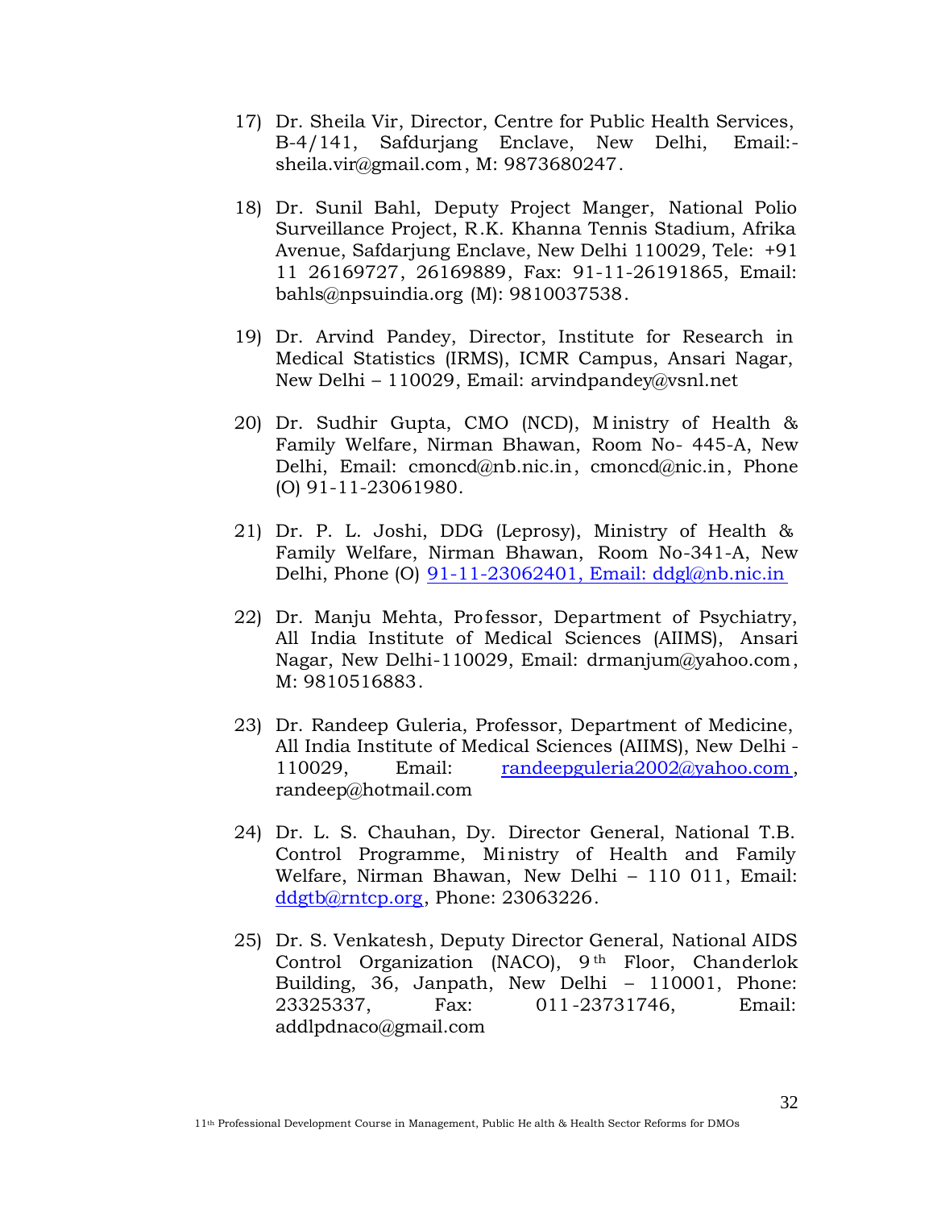17) Dr. Sheila Vir, Director, Centre for Public Health Services, B-4/141, Safdurjang Enclave, New Delhi, Email:- sheila.vir@gmail.com, M: 9873680247.

18) Dr. Sunil Bahl, Deputy Project Manger, National Polio Surveillance Project, R.K. Khanna Tennis Stadium, Afrika Avenue, Safdarjung Enclave, New Delhi 110029, Tele: +91 11 26169727, 26169889, Fax: 91-11-26191865, Email: bahls@npsuindia.org (M): 9810037538.

19) Dr. Arvind Pandey, Director, Institute for Research in Medical Statistics (IRMS), ICMR Campus, Ansari Nagar, New Delhi – 110029, Email: arvindpandey@vsnl.net

20) Dr. Sudhir Gupta, CMO (NCD), Ministry of Health & Family Welfare, Nirman Bhawan, Room No- 445-A, New Delhi, Email: cmoncd@nb.nic.in, cmoncd@nic.in, Phone (O) 91-11-23061980.

21) Dr. P. L. Joshi, DDG (Leprosy), Ministry of Health & Family Welfare, Nirman Bhawan, Room No-341-A, New Delhi, Phone (O) 91-11-23062401, Email: ddgl@nb.nic.in

22) Dr. Manju Mehta, Professor, Department of Psychiatry, All India Institute of Medical Sciences (AIIMS), Ansari Nagar, New Delhi-110029, Email: drmanjum@yahoo.com, M: 9810516883.

23) Dr. Randeep Guleria, Professor, Department of Medicine, All India Institute of Medical Sciences (AIIMS), New Delhi - 110029, Email: randeepguleria2002@yahoo.com, randeep@hotmail.com

24) Dr. L. S. Chauhan, Dy. Director General, National T.B. Control Programme, Ministry of Health and Family Welfare, Nirman Bhawan, New Delhi – 110 011, Email: ddgtb@rntcp.org, Phone: 23063226.

25) Dr. S. Venkatesh, Deputy Director General, National AIDS Control Organization (NACO), 9th Floor, Chanderlok Building, 36, Janpath, New Delhi – 110001, Phone: 23325337, Fax: 011-23731746, Email: addlpdnaco@gmail.com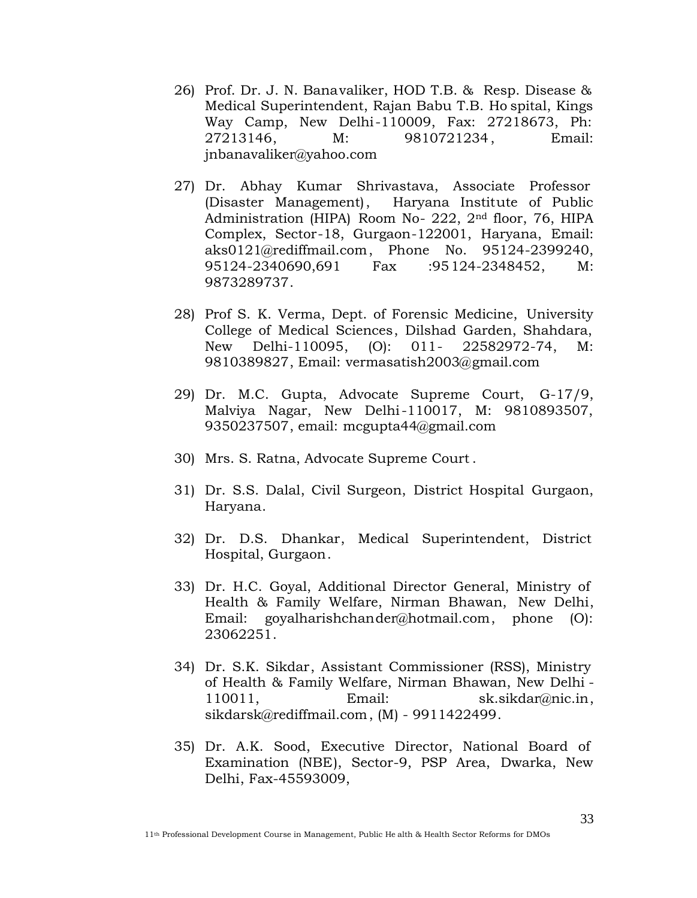26) Prof. Dr. J. N. Banavaliker, HOD T.B. & Resp. Disease & Medical Superintendent, Rajan Babu T.B. Hospital, Kings Way Camp, New Delhi-110009, Fax: 27218673, Ph: 27213146, M: 9810721234, Email: jnbanavaliker@yahoo.com

27) Dr. Abhay Kumar Shrivastava, Associate Professor (Disaster Management), Haryana Institute of Public Administration (HIPA) Room No- 222, 2nd floor, 76, HIPA Complex, Sector-18, Gurgaon-122001, Haryana, Email: aks0121@rediffmail.com, Phone No. 95124-2399240, 95124-2340690,691 Fax :95124-2348452, M: 9873289737.

28) Prof S. K. Verma, Dept. of Forensic Medicine, University College of Medical Sciences, Dilshad Garden, Shahdara, New Delhi-110095, (O): 011- 22582972-74, M: 9810389827, Email: vermasatish2003@gmail.com

29) Dr. M.C. Gupta, Advocate Supreme Court, G-17/9, Malviya Nagar, New Delhi-110017, M: 9810893507, 9350237507, email: mcgupta44@gmail.com

30) Mrs. S. Ratna, Advocate Supreme Court.

31) Dr. S.S. Dalal, Civil Surgeon, District Hospital Gurgaon, Haryana.

32) Dr. D.S. Dhankar, Medical Superintendent, District Hospital, Gurgaon.

33) Dr. H.C. Goyal, Additional Director General, Ministry of Health & Family Welfare, Nirman Bhawan, New Delhi, Email: goyalharishchander@hotmail.com, phone (O): 23062251.

34) Dr. S.K. Sikdar, Assistant Commissioner (RSS), Ministry of Health & Family Welfare, Nirman Bhawan, New Delhi - 110011, Email: sk.sikdar@nic.in, sikdarsk@rediffmail.com, (M) - 9911422499.

35) Dr. A.K. Sood, Executive Director, National Board of Examination (NBE), Sector-9, PSP Area, Dwarka, New Delhi, Fax-45593009,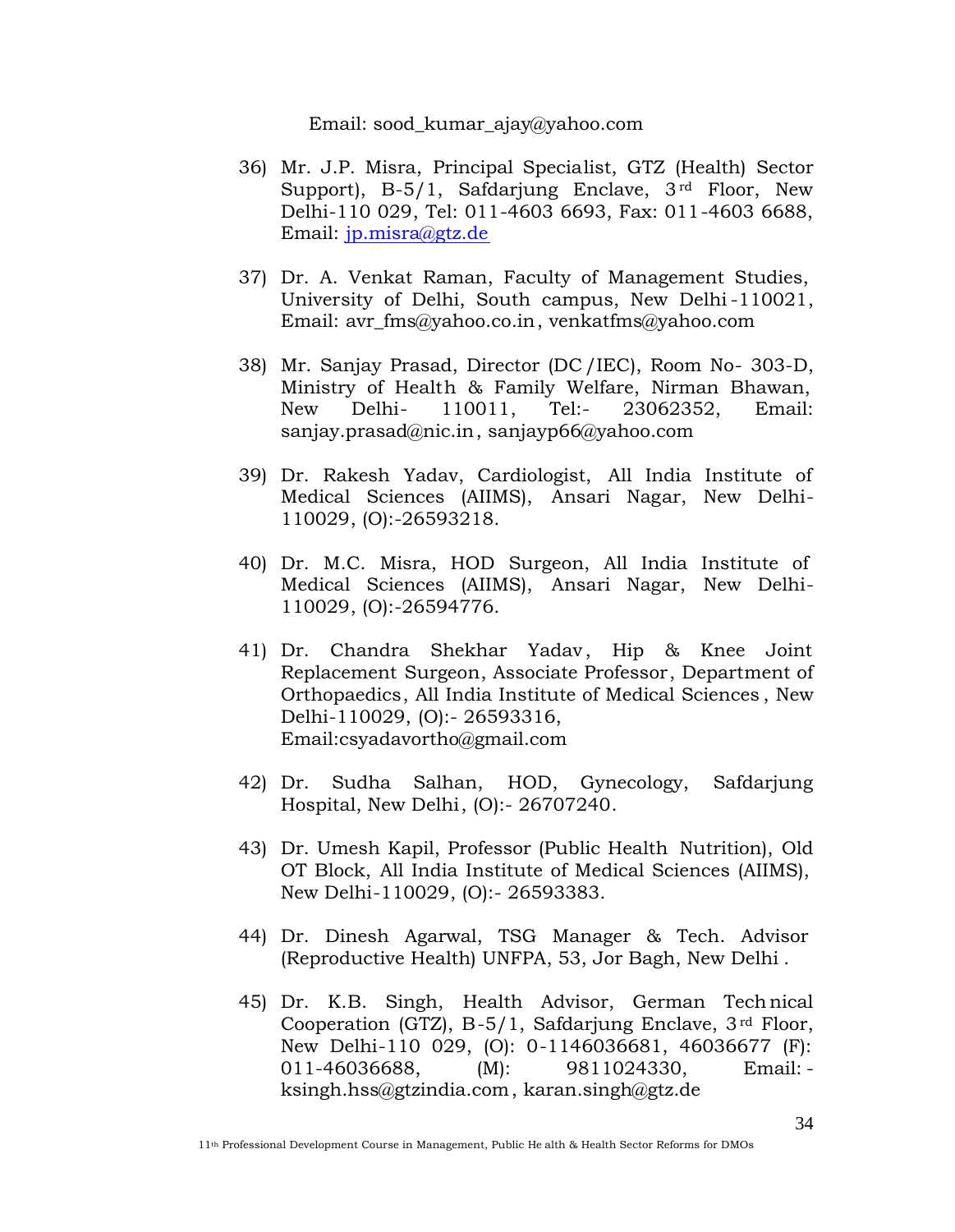Email: sood_kumar_ajay@yahoo.com

36) Mr. J.P. Misra, Principal Specialist, GTZ (Health) Sector Support), B-5/1, Safdarjung Enclave, 3rd Floor, New Delhi-110 029, Tel: 011-4603 6693, Fax: 011-4603 6688, Email: jp.misra@gtz.de

37) Dr. A. Venkat Raman, Faculty of Management Studies, University of Delhi, South campus, New Delhi-110021, Email: avr_fms@yahoo.co.in, venkatfms@yahoo.com

38) Mr. Sanjay Prasad, Director (DC/IEC), Room No- 303-D, Ministry of Health & Family Welfare, Nirman Bhawan, New Delhi- 110011, Tel:- 23062352, Email: sanjay.prasad@nic.in, sanjayp66@yahoo.com

39) Dr. Rakesh Yadav, Cardiologist, All India Institute of Medical Sciences (AIIMS), Ansari Nagar, New Delhi-110029, (O):-26593218.

40) Dr. M.C. Misra, HOD Surgeon, All India Institute of Medical Sciences (AIIMS), Ansari Nagar, New Delhi-110029, (O):-26594776.

41) Dr. Chandra Shekhar Yadav, Hip & Knee Joint Replacement Surgeon, Associate Professor, Department of Orthopaedics, All India Institute of Medical Sciences, New Delhi-110029, (O):- 26593316, Email:csyadavortho@gmail.com

42) Dr. Sudha Salhan, HOD, Gynecology, Safdarjung Hospital, New Delhi, (O):- 26707240.

43) Dr. Umesh Kapil, Professor (Public Health Nutrition), Old OT Block, All India Institute of Medical Sciences (AIIMS), New Delhi-110029, (O):- 26593383.

44) Dr. Dinesh Agarwal, TSG Manager & Tech. Advisor (Reproductive Health) UNFPA, 53, Jor Bagh, New Delhi.

45) Dr. K.B. Singh, Health Advisor, German Technical Cooperation (GTZ), B-5/1, Safdarjung Enclave, 3rd Floor, New Delhi-110 029, (O): 0-1146036681, 46036677 (F): 011-46036688, (M): 9811024330, Email: - ksingh.hss@gtzindia.com, karan.singh@gtz.de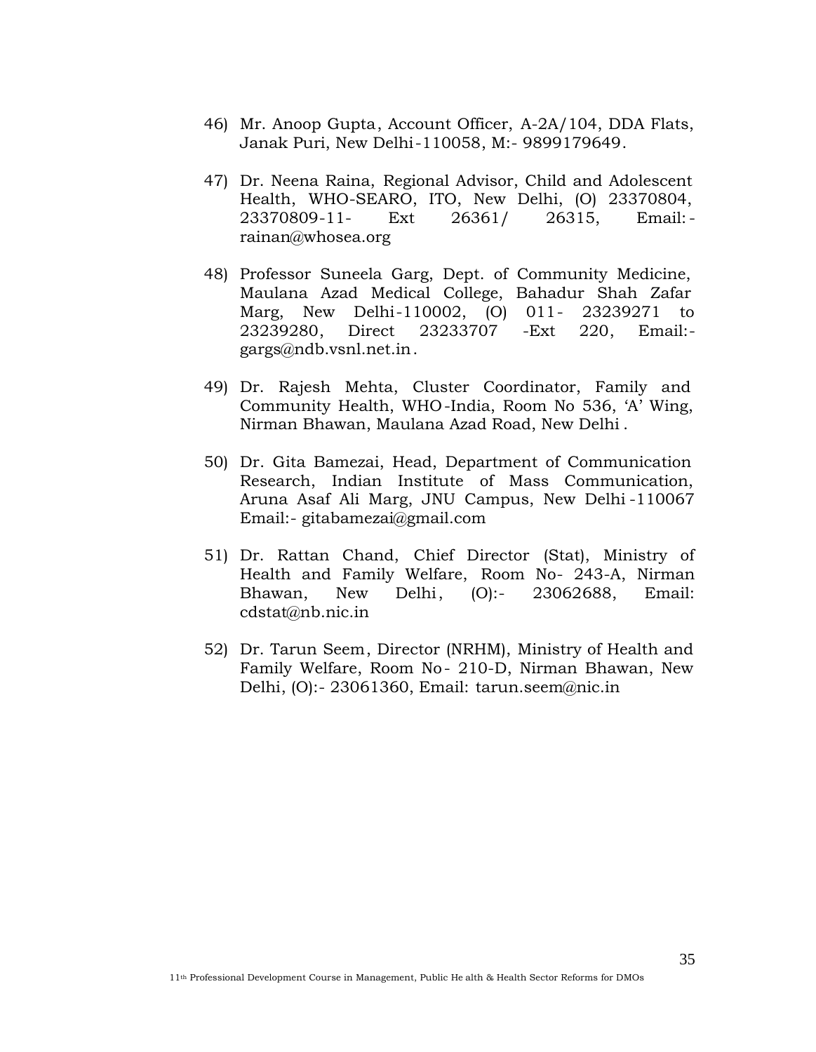46) Mr. Anoop Gupta, Account Officer, A-2A/104, DDA Flats, Janak Puri, New Delhi-110058, M:- 9899179649.

47) Dr. Neena Raina, Regional Advisor, Child and Adolescent Health, WHO-SEARO, ITO, New Delhi, (O) 23370804, 23370809-11- Ext 26361/ 26315, Email:- rainan@whosea.org

48) Professor Suneela Garg, Dept. of Community Medicine, Maulana Azad Medical College, Bahadur Shah Zafar Marg, New Delhi-110002, (O) 011- 23239271 to 23239280, Direct 23233707 -Ext 220, Email:- gargs@ndb.vsnl.net.in.

49) Dr. Rajesh Mehta, Cluster Coordinator, Family and Community Health, WHO-India, Room No 536, 'A' Wing, Nirman Bhawan, Maulana Azad Road, New Delhi.

50) Dr. Gita Bamezai, Head, Department of Communication Research, Indian Institute of Mass Communication, Aruna Asaf Ali Marg, JNU Campus, New Delhi-110067 Email:- gitabamezai@gmail.com

51) Dr. Rattan Chand, Chief Director (Stat), Ministry of Health and Family Welfare, Room No- 243-A, Nirman Bhawan, New Delhi, (O):- 23062688, Email: cdstat@nb.nic.in

52) Dr. Tarun Seem, Director (NRHM), Ministry of Health and Family Welfare, Room No- 210-D, Nirman Bhawan, New Delhi, (O):- 23061360, Email: tarun.seem@nic.in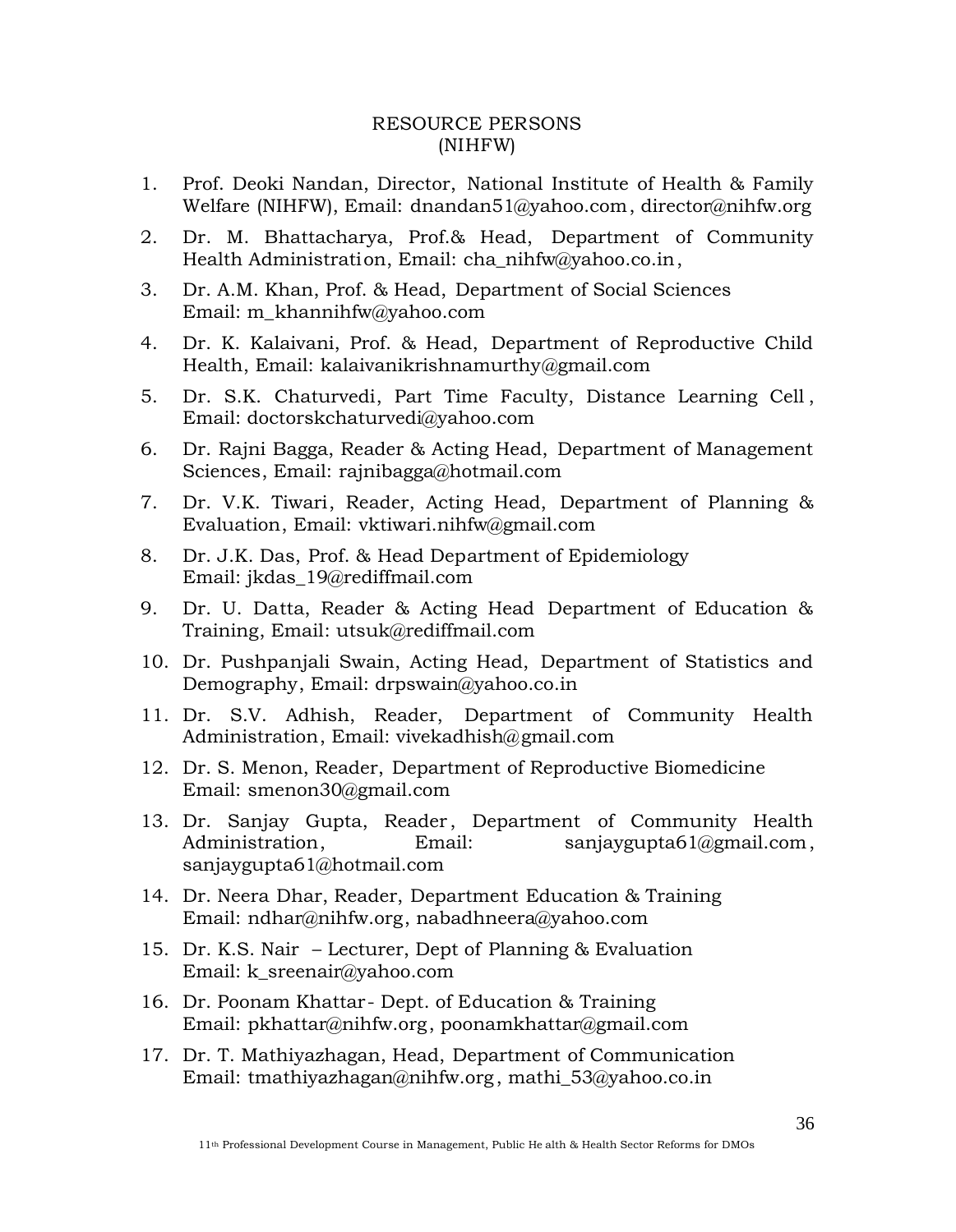## RESOURCE PERSONS
## (NIHFW)

1. Prof. Deoki Nandan, Director, National Institute of Health & Family Welfare (NIHFW), Email: dnandan51@yahoo.com, director@nihfw.org
2. Dr. M. Bhattacharya, Prof.& Head, Department of Community Health Administration, Email: cha_nihfw@yahoo.co.in,
3. Dr. A.M. Khan, Prof. & Head, Department of Social Sciences Email: m_khannihfw@yahoo.com
4. Dr. K. Kalaivani, Prof. & Head, Department of Reproductive Child Health, Email: kalaivanikrishnamurthy@gmail.com
5. Dr. S.K. Chaturvedi, Part Time Faculty, Distance Learning Cell, Email: doctorskchaturvedi@yahoo.com
6. Dr. Rajni Bagga, Reader & Acting Head, Department of Management Sciences, Email: rajnibagga@hotmail.com
7. Dr. V.K. Tiwari, Reader, Acting Head, Department of Planning & Evaluation, Email: vktiwari.nihfw@gmail.com
8. Dr. J.K. Das, Prof. & Head Department of Epidemiology Email: jkdas_19@rediffmail.com
9. Dr. U. Datta, Reader & Acting Head Department of Education & Training, Email: utsuk@rediffmail.com
10. Dr. Pushpanjali Swain, Acting Head, Department of Statistics and Demography, Email: drpswain@yahoo.co.in
11. Dr. S.V. Adhish, Reader, Department of Community Health Administration, Email: vivekadhish@gmail.com
12. Dr. S. Menon, Reader, Department of Reproductive Biomedicine Email: smenon30@gmail.com
13. Dr. Sanjay Gupta, Reader, Department of Community Health Administration, Email: sanjaygupta61@gmail.com, sanjaygupta61@hotmail.com
14. Dr. Neera Dhar, Reader, Department Education & Training Email: ndhar@nihfw.org, nabadhneera@yahoo.com
15. Dr. K.S. Nair – Lecturer, Dept of Planning & Evaluation Email: k_sreenair@yahoo.com
16. Dr. Poonam Khattar - Dept. of Education & Training Email: pkhattar@nihfw.org, poonamkhattar@gmail.com
17. Dr. T. Mathiyazhagan, Head, Department of Communication Email: tmathiyazhagan@nihfw.org, mathi_53@yahoo.co.in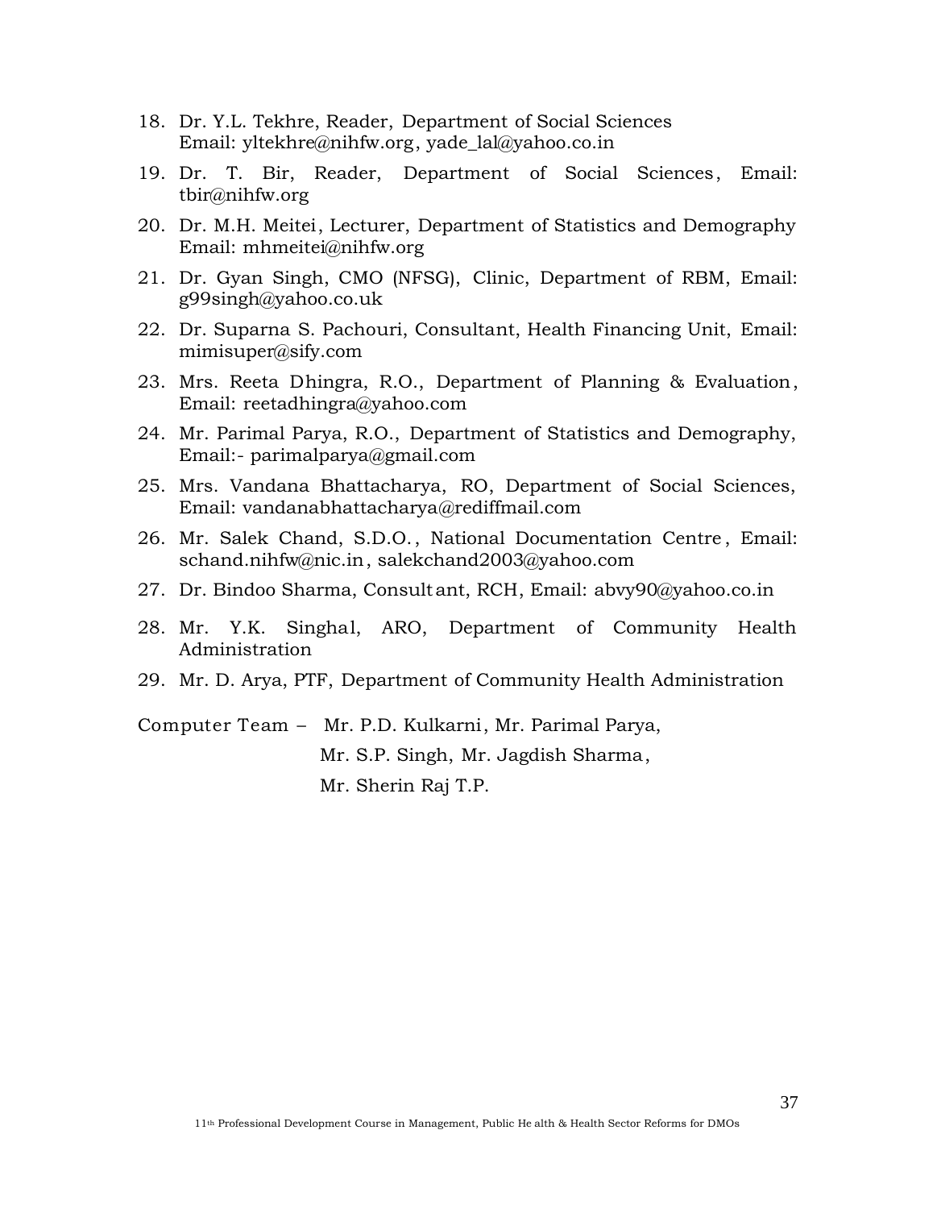18. Dr. Y.L. Tekhre, Reader, Department of Social Sciences
    Email: yltekhre@nihfw.org, yade_lal@yahoo.co.in
19. Dr. T. Bir, Reader, Department of Social Sciences, Email: tbir@nihfw.org
20. Dr. M.H. Meitei, Lecturer, Department of Statistics and Demography Email: mhmeitei@nihfw.org
21. Dr. Gyan Singh, CMO (NFSG), Clinic, Department of RBM, Email: g99singh@yahoo.co.uk
22. Dr. Suparna S. Pachouri, Consultant, Health Financing Unit, Email: mimisuper@sify.com
23. Mrs. Reeta Dhingra, R.O., Department of Planning & Evaluation, Email: reetadhingra@yahoo.com
24. Mr. Parimal Parya, R.O., Department of Statistics and Demography, Email:- parimalparya@gmail.com
25. Mrs. Vandana Bhattacharya, RO, Department of Social Sciences, Email: vandanabhattacharya@rediffmail.com
26. Mr. Salek Chand, S.D.O., National Documentation Centre, Email: schand.nihfw@nic.in, salekchand2003@yahoo.com
27. Dr. Bindoo Sharma, Consultant, RCH, Email: abvy90@yahoo.co.in
28. Mr. Y.K. Singhal, ARO, Department of Community Health Administration
29. Mr. D. Arya, PTF, Department of Community Health Administration

Computer Team – Mr. P.D. Kulkarni, Mr. Parimal Parya,
Mr. S.P. Singh, Mr. Jagdish Sharma,
Mr. Sherin Raj T.P.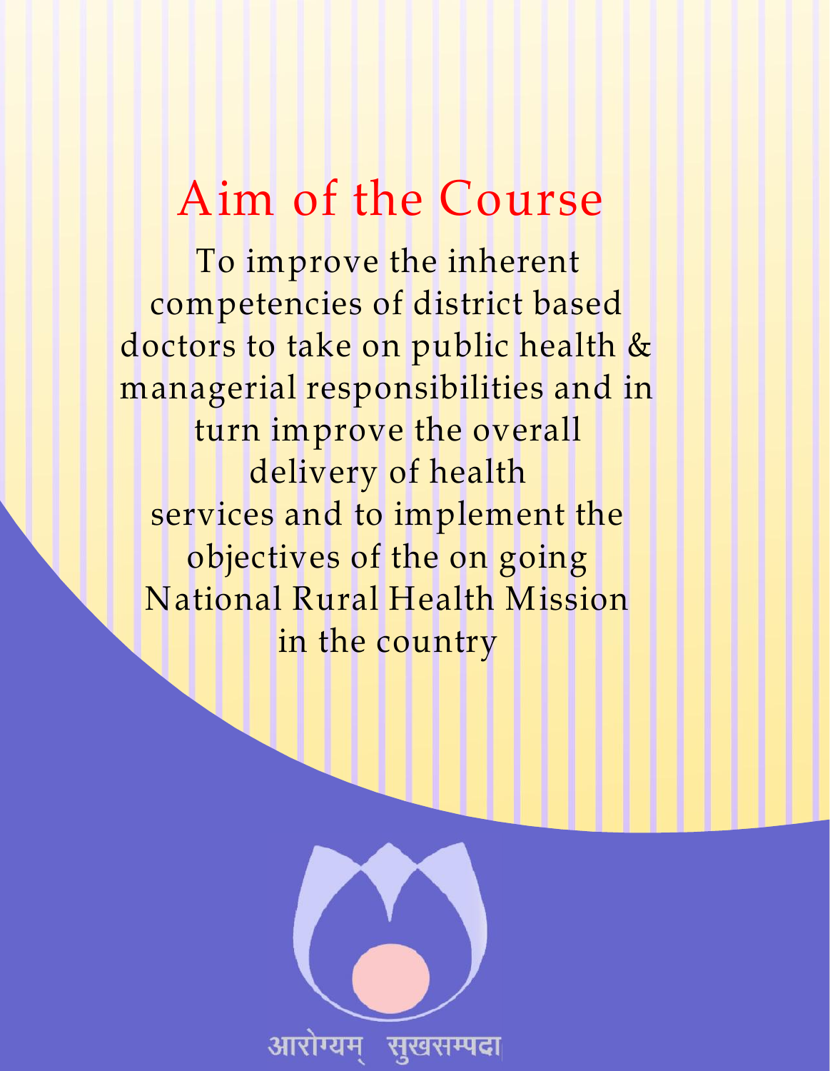# Aim of the Course

To improve the inherent competencies of district based doctors to take on public health & managerial responsibilities and in turn improve the overall delivery of health services and to implement the objectives of the on going National Rural Health Mission in the country

आरोग्यम् सुखसम्पदा